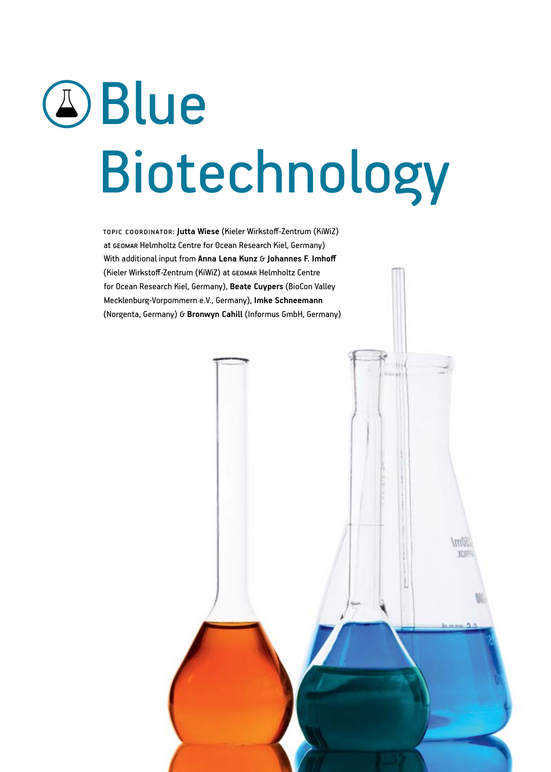# Blue Biotechnology

TOPIC COORDINATOR: **Jutta Wiese** (Kieler Wirkstoff-Zentrum (KiWiZ) at GEOMAR Helmholtz Centre for Ocean Research Kiel, Germany)
With additional input from **Anna Lena Kunz** & **Johannes F. Imhoff** (Kieler Wirkstoff-Zentrum (KiWiZ) at GEOMAR Helmholtz Centre for Ocean Research Kiel, Germany), **Beate Cuypers** (BioCon Valley Mecklenburg-Vorpommern e.V., Germany), **Imke Schneemann** (Norgenta, Germany) & **Bronwyn Cahill** (Informus GmbH, Germany)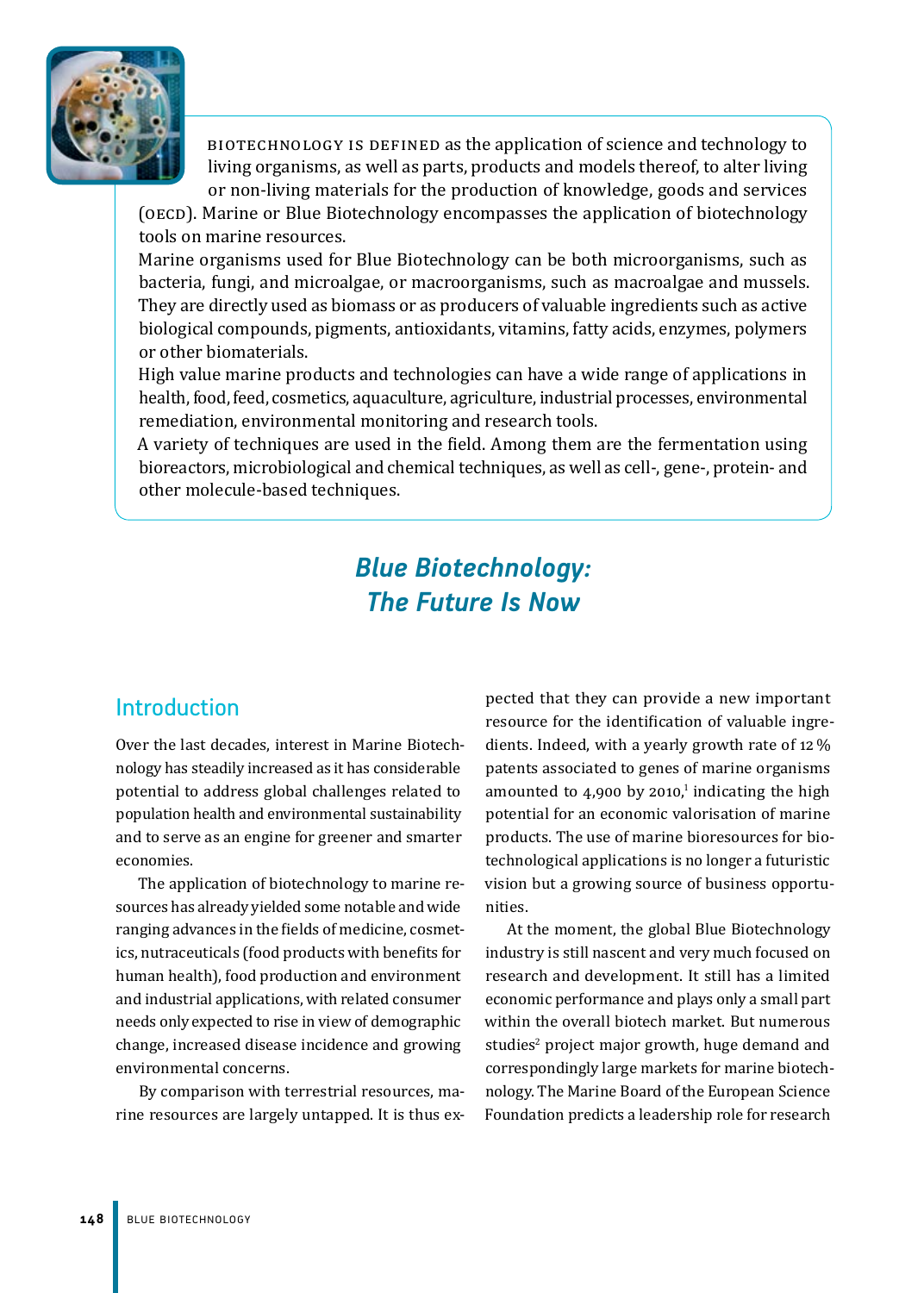BIOTECHNOLOGY IS DEFINED as the application of science and technology to living organisms, as well as parts, products and models thereof, to alter living or non-living materials for the production of knowledge, goods and services (OECD). Marine or Blue Biotechnology encompasses the application of biotechnology tools on marine resources.

Marine organisms used for Blue Biotechnology can be both microorganisms, such as bacteria, fungi, and microalgae, or macroorganisms, such as macroalgae and mussels. They are directly used as biomass or as producers of valuable ingredients such as active biological compounds, pigments, antioxidants, vitamins, fatty acids, enzymes, polymers or other biomaterials.

High value marine products and technologies can have a wide range of applications in health, food, feed, cosmetics, aquaculture, agriculture, industrial processes, environmental remediation, environmental monitoring and research tools.

A variety of techniques are used in the field. Among them are the fermentation using bioreactors, microbiological and chemical techniques, as well as cell-, gene-, protein- and other molecule-based techniques.

# *Blue Biotechnology: The Future Is Now*

## Introduction

Over the last decades, interest in Marine Biotechnology has steadily increased as it has considerable potential to address global challenges related to population health and environmental sustainability and to serve as an engine for greener and smarter economies.

The application of biotechnology to marine resources has already yielded some notable and wide ranging advances in the fields of medicine, cosmetics, nutraceuticals (food products with benefits for human health), food production and environment and industrial applications, with related consumer needs only expected to rise in view of demographic change, increased disease incidence and growing environmental concerns.

By comparison with terrestrial resources, marine resources are largely untapped. It is thus expected that they can provide a new important resource for the identification of valuable ingredients. Indeed, with a yearly growth rate of 12 % patents associated to genes of marine organisms amounted to 4,900 by 2010,[1] indicating the high potential for an economic valorisation of marine products. The use of marine bioresources for biotechnological applications is no longer a futuristic vision but a growing source of business opportunities.

At the moment, the global Blue Biotechnology industry is still nascent and very much focused on research and development. It still has a limited economic performance and plays only a small part within the overall biotech market. But numerous studies[2] project major growth, huge demand and correspondingly large markets for marine biotechnology. The Marine Board of the European Science Foundation predicts a leadership role for research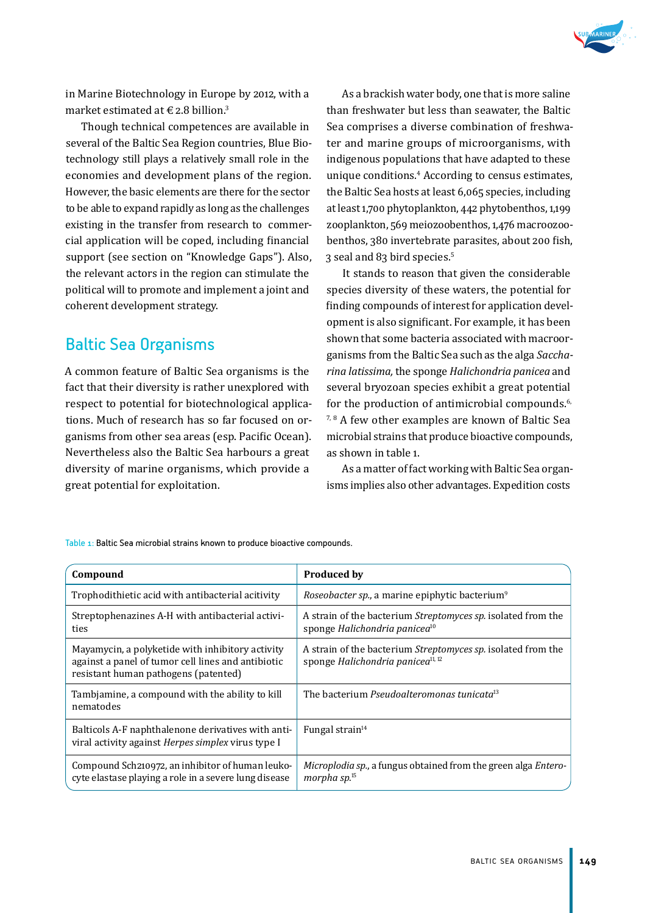in Marine Biotechnology in Europe by 2012, with a market estimated at € 2.8 billion.[3]

Though technical competences are available in several of the Baltic Sea Region countries, Blue Biotechnology still plays a relatively small role in the economies and development plans of the region. However, the basic elements are there for the sector to be able to expand rapidly as long as the challenges existing in the transfer from research to commercial application will be coped, including financial support (see section on "Knowledge Gaps"). Also, the relevant actors in the region can stimulate the political will to promote and implement a joint and coherent development strategy.

## Baltic Sea Organisms

A common feature of Baltic Sea organisms is the fact that their diversity is rather unexplored with respect to potential for biotechnological applications. Much of research has so far focused on organisms from other sea areas (esp. Pacific Ocean). Nevertheless also the Baltic Sea harbours a great diversity of marine organisms, which provide a great potential for exploitation.

As a brackish water body, one that is more saline than freshwater but less than seawater, the Baltic Sea comprises a diverse combination of freshwater and marine groups of microorganisms, with indigenous populations that have adapted to these unique conditions.[4] According to census estimates, the Baltic Sea hosts at least 6,065 species, including at least 1,700 phytoplankton, 442 phytobenthos, 1,199 zooplankton, 569 meiozoobenthos, 1,476 macroozoobenthos, 380 invertebrate parasites, about 200 fish, 3 seal and 83 bird species.[5]

It stands to reason that given the considerable species diversity of these waters, the potential for finding compounds of interest for application development is also significant. For example, it has been shown that some bacteria associated with macroorganisms from the Baltic Sea such as the alga *Saccharina latissima,* the sponge *Halichondria panicea* and several bryozoan species exhibit a great potential for the production of antimicrobial compounds.[6, 7, 8] A few other examples are known of Baltic Sea microbial strains that produce bioactive compounds, as shown in table 1.

As a matter of fact working with Baltic Sea organisms implies also other advantages. Expedition costs

Table 1: Baltic Sea microbial strains known to produce bioactive compounds.

| Compound | Produced by |
|---|---|
| Trophodithietic acid with antibacterial acitivity | *Roseobacter sp.*, a marine epiphytic bacterium[9] |
| Streptophenazines A-H with antibacterial activities | A strain of the bacterium *Streptomyces sp.* isolated from the sponge *Halichondria panicea*[10] |
| Mayamycin, a polyketide with inhibitory activity against a panel of tumor cell lines and antibiotic resistant human pathogens (patented) | A strain of the bacterium *Streptomyces sp.* isolated from the sponge *Halichondria panicea*[11, 12] |
| Tambjamine, a compound with the ability to kill nematodes | The bacterium *Pseudoalteromonas tunicata*[13] |
| Balticols A-F naphthalenone derivatives with antiviral activity against *Herpes simplex* virus type I | Fungal strain[14] |
| Compound Sch210972, an inhibitor of human leukocyte elastase playing a role in a severe lung disease | *Microplodia sp.*, a fungus obtained from the green alga *Enteromorpha sp.*[15] |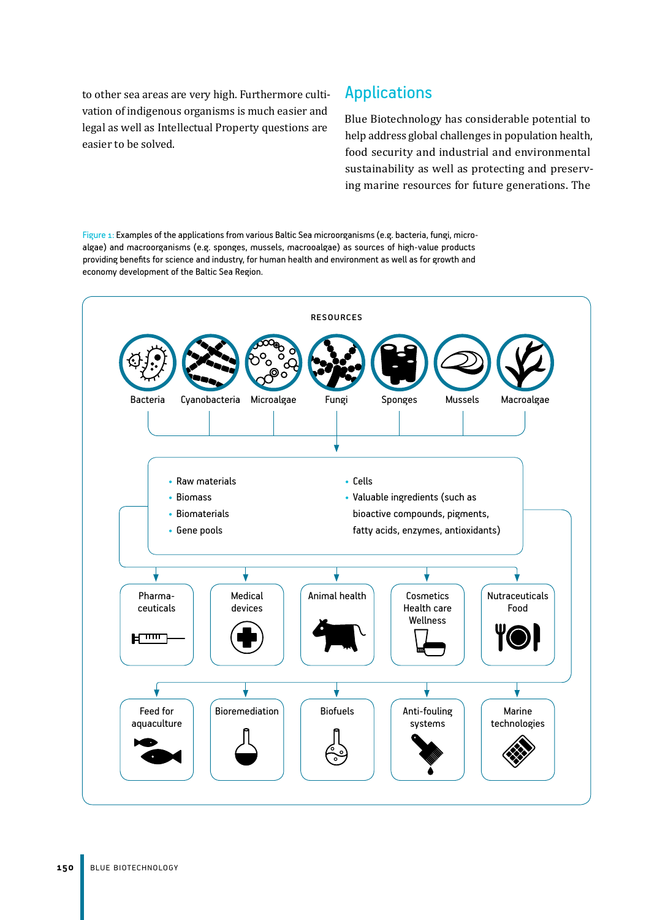to other sea areas are very high. Furthermore cultivation of indigenous organisms is much easier and legal as well as Intellectual Property questions are easier to be solved.

## Applications

Blue Biotechnology has considerable potential to help address global challenges in population health, food security and industrial and environmental sustainability as well as protecting and preserving marine resources for future generations. The

Figure 1: Examples of the applications from various Baltic Sea microorganisms (e.g. bacteria, fungi, microalgae) and macroorganisms (e.g. sponges, mussels, macroalgae) as sources of high-value products providing benefits for science and industry, for human health and environment as well as for growth and economy development of the Baltic Sea Region.

RESOURCES

Bacteria, Cyanobacteria, Microalgae, Fungi, Sponges, Mussels, Macroalgae

- Raw materials
- Biomass
- Biomaterials
- Gene pools
- Cells
- Valuable ingredients (such as bioactive compounds, pigments, fatty acids, enzymes, antioxidants)

Pharmaceuticals | Medical devices | Animal health | Cosmetics Health care Wellness | Nutraceuticals Food

Feed for aquaculture | Bioremediation | Biofuels | Anti-fouling systems | Marine technologies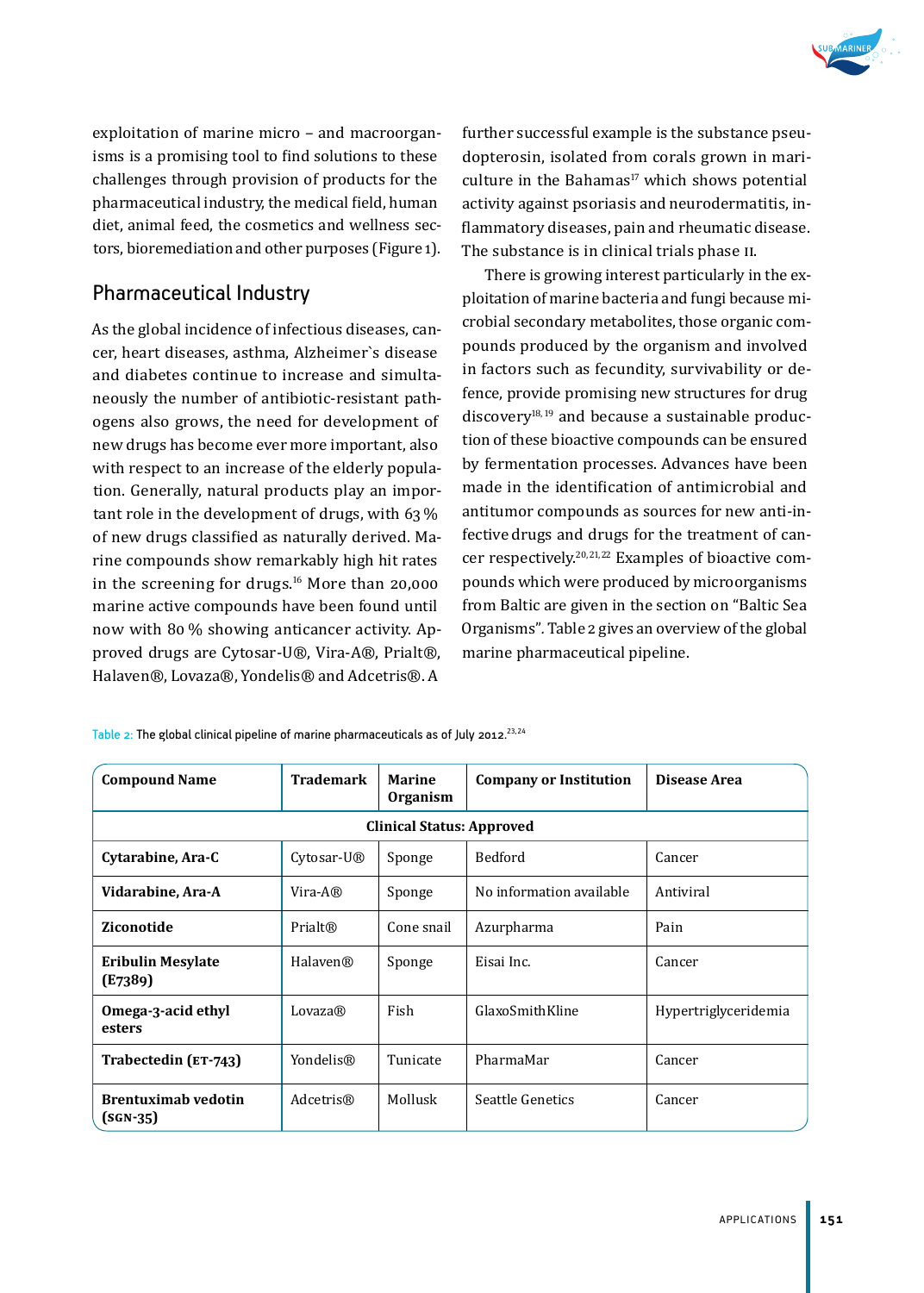exploitation of marine micro – and macroorganisms is a promising tool to find solutions to these challenges through provision of products for the pharmaceutical industry, the medical field, human diet, animal feed, the cosmetics and wellness sectors, bioremediation and other purposes (Figure 1).

## Pharmaceutical Industry

As the global incidence of infectious diseases, cancer, heart diseases, asthma, Alzheimer`s disease and diabetes continue to increase and simultaneously the number of antibiotic-resistant pathogens also grows, the need for development of new drugs has become ever more important, also with respect to an increase of the elderly population. Generally, natural products play an important role in the development of drugs, with 63 % of new drugs classified as naturally derived. Marine compounds show remarkably high hit rates in the screening for drugs.[16] More than 20,000 marine active compounds have been found until now with 80 % showing anticancer activity. Approved drugs are Cytosar-U®, Vira-A®, Prialt®, Halaven®, Lovaza®, Yondelis® and Adcetris®. A further successful example is the substance pseudopterosin, isolated from corals grown in mariculture in the Bahamas[17] which shows potential activity against psoriasis and neurodermatitis, inflammatory diseases, pain and rheumatic disease. The substance is in clinical trials phase II.

There is growing interest particularly in the exploitation of marine bacteria and fungi because microbial secondary metabolites, those organic compounds produced by the organism and involved in factors such as fecundity, survivability or defence, provide promising new structures for drug discovery[18, 19] and because a sustainable production of these bioactive compounds can be ensured by fermentation processes. Advances have been made in the identification of antimicrobial and antitumor compounds as sources for new anti-infective drugs and drugs for the treatment of cancer respectively.[20, 21, 22] Examples of bioactive compounds which were produced by microorganisms from Baltic are given in the section on "Baltic Sea Organisms". Table 2 gives an overview of the global marine pharmaceutical pipeline.

Table 2: The global clinical pipeline of marine pharmaceuticals as of July 2012.[23, 24]

| Compound Name | Trademark | Marine Organism | Company or Institution | Disease Area |
|---|---|---|---|---|
| | | **Clinical Status: Approved** | | |
| **Cytarabine, Ara-C** | Cytosar-U® | Sponge | Bedford | Cancer |
| **Vidarabine, Ara-A** | Vira-A® | Sponge | No information available | Antiviral |
| **Ziconotide** | Prialt® | Cone snail | Azurpharma | Pain |
| **Eribulin Mesylate (E7389)** | Halaven® | Sponge | Eisai Inc. | Cancer |
| **Omega-3-acid ethyl esters** | Lovaza® | Fish | GlaxoSmithKline | Hypertriglyceridemia |
| **Trabectedin (ET-743)** | Yondelis® | Tunicate | PharmaMar | Cancer |
| **Brentuximab vedotin (SGN-35)** | Adcetris® | Mollusk | Seattle Genetics | Cancer |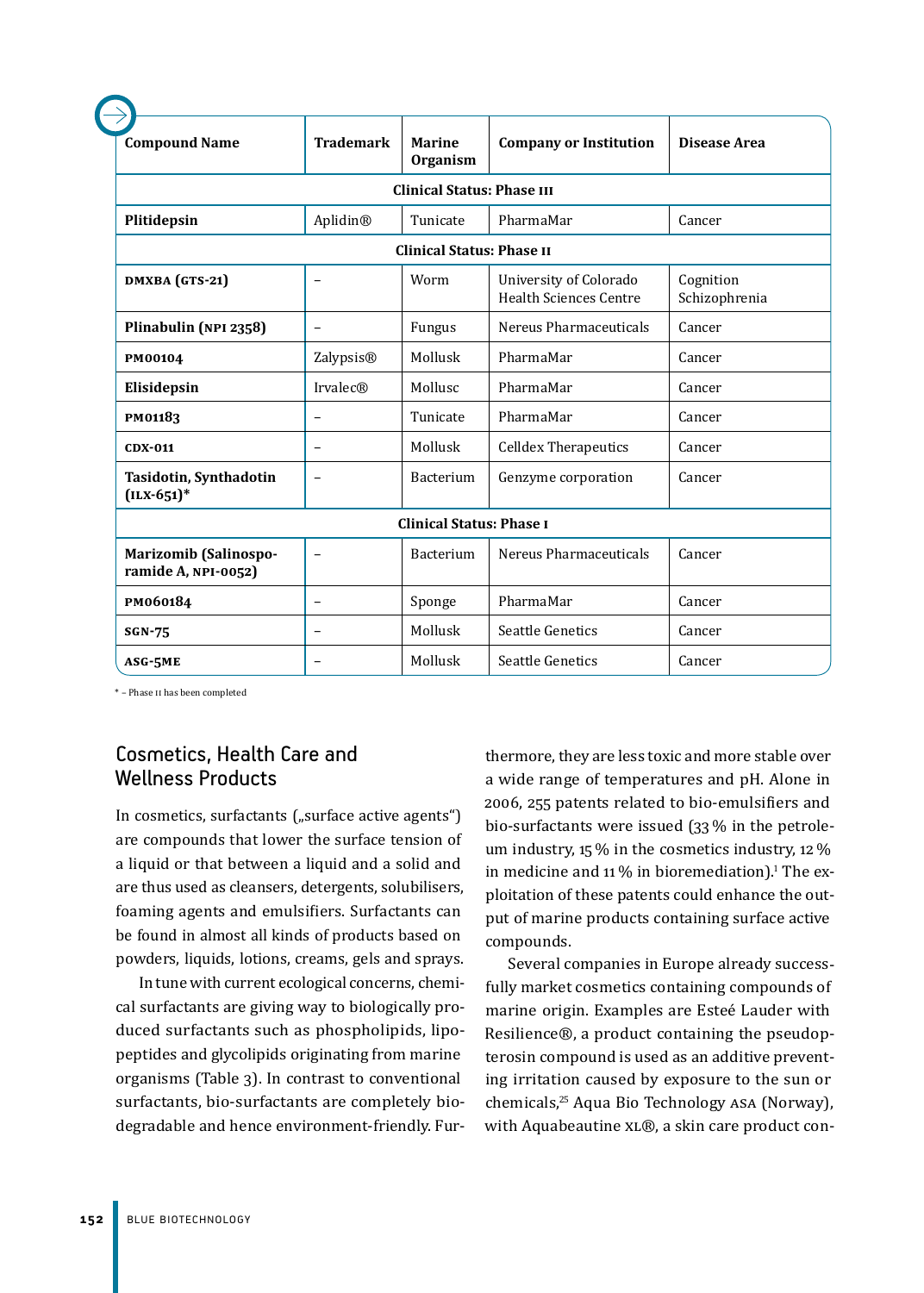| Compound Name | Trademark | Marine Organism | Company or Institution | Disease Area |
|---|---|---|---|---|
| **Clinical Status: Phase III** | | | | |
| **Plitidepsin** | Aplidin® | Tunicate | PharmaMar | Cancer |
| **Clinical Status: Phase II** | | | | |
| **DMXBA (GTS-21)** | – | Worm | University of Colorado Health Sciences Centre | Cognition Schizophrenia |
| **Plinabulin (NPI 2358)** | – | Fungus | Nereus Pharmaceuticals | Cancer |
| **PM00104** | Zalypsis® | Mollusk | PharmaMar | Cancer |
| **Elisidepsin** | Irvalec® | Mollusc | PharmaMar | Cancer |
| **PM01183** | – | Tunicate | PharmaMar | Cancer |
| **CDX-011** | – | Mollusk | Celldex Therapeutics | Cancer |
| **Tasidotin, Synthadotin (ILX-651)*** | – | Bacterium | Genzyme corporation | Cancer |
| **Clinical Status: Phase I** | | | | |
| **Marizomib (Salinosporamide A, NPI-0052)** | – | Bacterium | Nereus Pharmaceuticals | Cancer |
| **PM060184** | – | Sponge | PharmaMar | Cancer |
| **SGN-75** | – | Mollusk | Seattle Genetics | Cancer |
| **ASG-5ME** | – | Mollusk | Seattle Genetics | Cancer |

* – Phase II has been completed

## Cosmetics, Health Care and Wellness Products

In cosmetics, surfactants („surface active agents") are compounds that lower the surface tension of a liquid or that between a liquid and a solid and are thus used as cleansers, detergents, solubilisers, foaming agents and emulsifiers. Surfactants can be found in almost all kinds of products based on powders, liquids, lotions, creams, gels and sprays.

In tune with current ecological concerns, chemical surfactants are giving way to biologically produced surfactants such as phospholipids, lipopeptides and glycolipids originating from marine organisms (Table 3). In contrast to conventional surfactants, bio-surfactants are completely biodegradable and hence environment-friendly. Furthermore, they are less toxic and more stable over a wide range of temperatures and pH. Alone in 2006, 255 patents related to bio-emulsifiers and bio-surfactants were issued (33 % in the petroleum industry, 15 % in the cosmetics industry, 12 % in medicine and 11 % in bioremediation).[1] The exploitation of these patents could enhance the output of marine products containing surface active compounds.

Several companies in Europe already successfully market cosmetics containing compounds of marine origin. Examples are Esteé Lauder with Resilience®, a product containing the pseudopterosin compound is used as an additive preventing irritation caused by exposure to the sun or chemicals,[25] Aqua Bio Technology ASA (Norway), with Aquabeautine XL®, a skin care product con-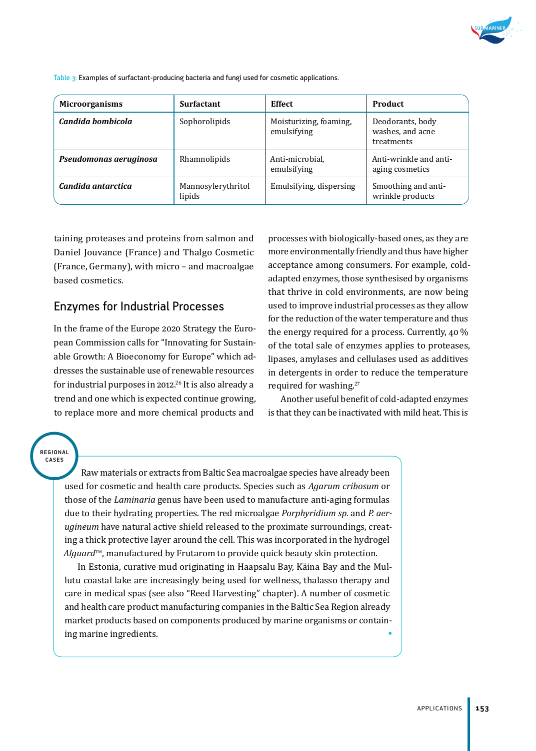Table 3: Examples of surfactant-producing bacteria and fungi used for cosmetic applications.

| Microorganisms | Surfactant | Effect | Product |
|---|---|---|---|
| ***Candida bombicola*** | Sophorolipids | Moisturizing, foaming, emulsifying | Deodorants, body washes, and acne treatments |
| ***Pseudomonas aeruginosa*** | Rhamnolipids | Anti-microbial, emulsifying | Anti-wrinkle and anti-aging cosmetics |
| ***Candida antarctica*** | Mannosylerythritol lipids | Emulsifying, dispersing | Smoothing and anti-wrinkle products |

taining proteases and proteins from salmon and Daniel Jouvance (France) and Thalgo Cosmetic (France, Germany), with micro – and macroalgae based cosmetics.

## Enzymes for Industrial Processes

In the frame of the Europe 2020 Strategy the European Commission calls for "Innovating for Sustainable Growth: A Bioeconomy for Europe" which addresses the sustainable use of renewable resources for industrial purposes in 2012.[26] It is also already a trend and one which is expected continue growing, to replace more and more chemical products and processes with biologically-based ones, as they are more environmentally friendly and thus have higher acceptance among consumers. For example, cold-adapted enzymes, those synthesised by organisms that thrive in cold environments, are now being used to improve industrial processes as they allow for the reduction of the water temperature and thus the energy required for a process. Currently, 40 % of the total sale of enzymes applies to proteases, lipases, amylases and cellulases used as additives in detergents in order to reduce the temperature required for washing.[27]

Another useful benefit of cold-adapted enzymes is that they can be inactivated with mild heat. This is

**REGIONAL CASES**

Raw materials or extracts from Baltic Sea macroalgae species have already been used for cosmetic and health care products. Species such as *Agarum cribosum* or those of the *Laminaria* genus have been used to manufacture anti-aging formulas due to their hydrating properties. The red microalgae *Porphyridium sp.* and *P. aerugineum* have natural active shield released to the proximate surroundings, creating a thick protective layer around the cell. This was incorporated in the hydrogel *Alguard*™, manufactured by Frutarom to provide quick beauty skin protection.

In Estonia, curative mud originating in Haapsalu Bay, Käina Bay and the Mullutu coastal lake are increasingly being used for wellness, thalasso therapy and care in medical spas (see also "Reed Harvesting" chapter). A number of cosmetic and health care product manufacturing companies in the Baltic Sea Region already market products based on components produced by marine organisms or containing marine ingredients.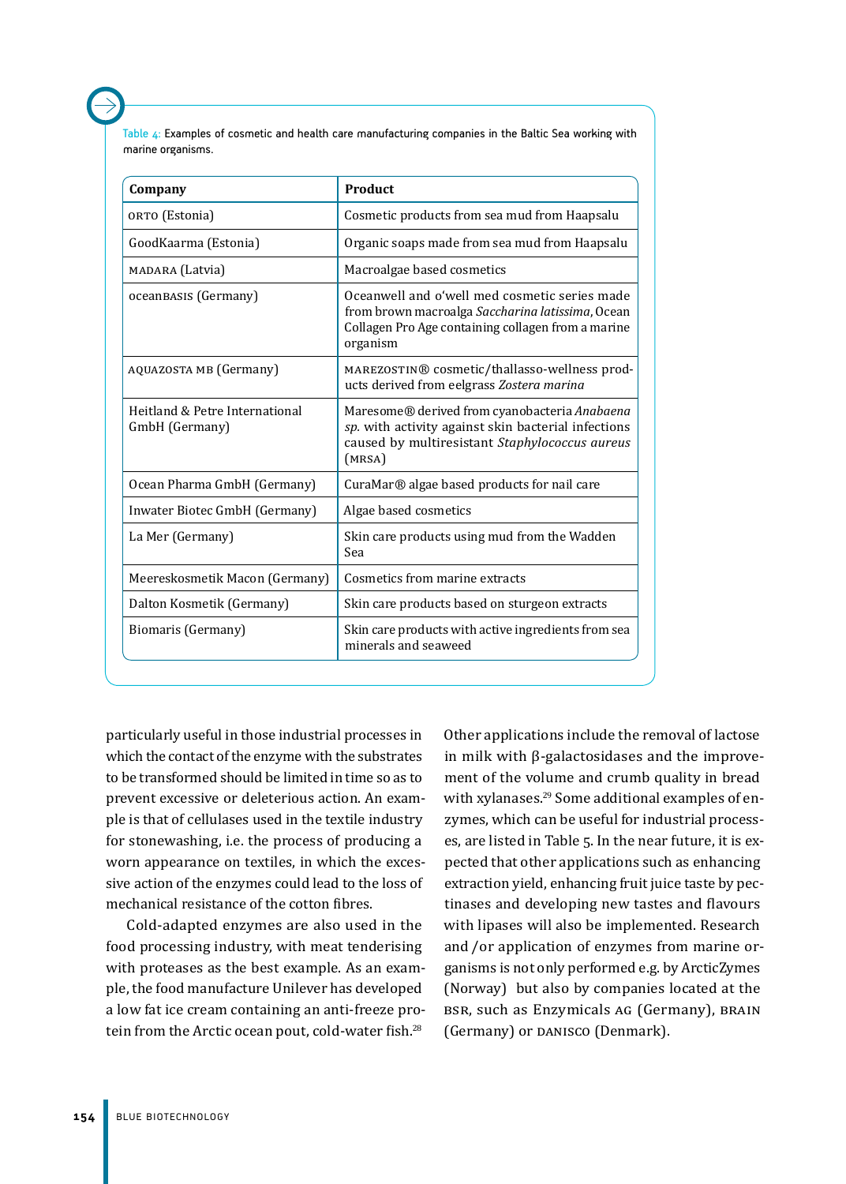Table 4: Examples of cosmetic and health care manufacturing companies in the Baltic Sea working with marine organisms.

| Company | Product |
| --- | --- |
| ORTO (Estonia) | Cosmetic products from sea mud from Haapsalu |
| GoodKaarma (Estonia) | Organic soaps made from sea mud from Haapsalu |
| MADARA (Latvia) | Macroalgae based cosmetics |
| oceanBASIS (Germany) | Oceanwell and o'well med cosmetic series made from brown macroalga *Saccharina latissima*, Ocean Collagen Pro Age containing collagen from a marine organism |
| AQUAZOSTA MB (Germany) | MAREZOSTIN® cosmetic/thallasso-wellness products derived from eelgrass *Zostera marina* |
| Heitland & Petre International GmbH (Germany) | Maresome® derived from cyanobacteria *Anabaena sp.* with activity against skin bacterial infections caused by multiresistant *Staphylococcus aureus* (MRSA) |
| Ocean Pharma GmbH (Germany) | CuraMar® algae based products for nail care |
| Inwater Biotec GmbH (Germany) | Algae based cosmetics |
| La Mer (Germany) | Skin care products using mud from the Wadden Sea |
| Meereskosmetik Macon (Germany) | Cosmetics from marine extracts |
| Dalton Kosmetik (Germany) | Skin care products based on sturgeon extracts |
| Biomaris (Germany) | Skin care products with active ingredients from sea minerals and seaweed |

particularly useful in those industrial processes in which the contact of the enzyme with the substrates to be transformed should be limited in time so as to prevent excessive or deleterious action. An example is that of cellulases used in the textile industry for stonewashing, i.e. the process of producing a worn appearance on textiles, in which the excessive action of the enzymes could lead to the loss of mechanical resistance of the cotton fibres.

Cold-adapted enzymes are also used in the food processing industry, with meat tenderising with proteases as the best example. As an example, the food manufacture Unilever has developed a low fat ice cream containing an anti-freeze protein from the Arctic ocean pout, cold-water fish.[28]

Other applications include the removal of lactose in milk with β-galactosidases and the improvement of the volume and crumb quality in bread with xylanases.[29] Some additional examples of enzymes, which can be useful for industrial processes, are listed in Table 5. In the near future, it is expected that other applications such as enhancing extraction yield, enhancing fruit juice taste by pectinases and developing new tastes and flavours with lipases will also be implemented. Research and /or application of enzymes from marine organisms is not only performed e.g. by ArcticZymes (Norway) but also by companies located at the BSR, such as Enzymicals AG (Germany), BRAIN (Germany) or DANISCO (Denmark).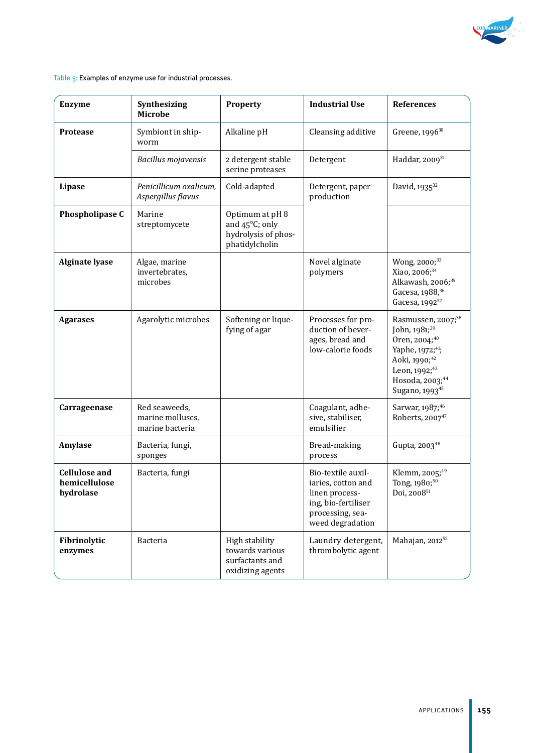Table 5: Examples of enzyme use for industrial processes.

| Enzyme | Synthesizing Microbe | Property | Industrial Use | References |
|---|---|---|---|---|
| **Protease** | Symbiont in ship-worm | Alkaline pH | Cleansing additive | Greene, 1996[30] |
| | *Bacillus mojavensis* | 2 detergent stable serine proteases | Detergent | Haddar, 2009[31] |
| **Lipase** | *Penicillicum oxalicum, Aspergillus flavus* | Cold-adapted | Detergent, paper production | David, 1935[32] |
| **Phospholipase C** | Marine streptomycete | Optimum at pH 8 and 45°C; only hydrolysis of phosphatidylcholin | | |
| **Alginate lyase** | Algae, marine invertebrates, microbes | | Novel alginate polymers | Wong, 2000;[33] Xiao, 2006;[34] Alkawash, 2006;[35] Gacesa, 1988,[36] Gacesa, 1992[37] |
| **Agarases** | Agarolytic microbes | Softening or liquefying of agar | Processes for production of beverages, bread and low-calorie foods | Rasmussen, 2007;[38] John, 1981;[39] Oren, 2004;[40] Yaphe, 1972;[41]; Aoki, 1990;[42] Leon, 1992;[43] Hosoda, 2003;[44] Sugano, 1993[45] |
| **Carrageenase** | Red seaweeds, marine molluscs, marine bacteria | | Coagulant, adhesive, stabiliser, emulsifier | Sarwar, 1987;[46] Roberts, 2007[47] |
| **Amylase** | Bacteria, fungi, sponges | | Bread-making process | Gupta, 2003[48] |
| **Cellulose and hemicellulose hydrolase** | Bacteria, fungi | | Bio-textile auxiliaries, cotton and linen processing, bio-fertiliser processing, seaweed degradation | Klemm, 2005;[49] Tong, 1980;[50] Doi, 2008[51] |
| **Fibrinolytic enzymes** | Bacteria | High stability towards various surfactants and oxidizing agents | Laundry detergent, thrombolytic agent | Mahajan, 2012[52] |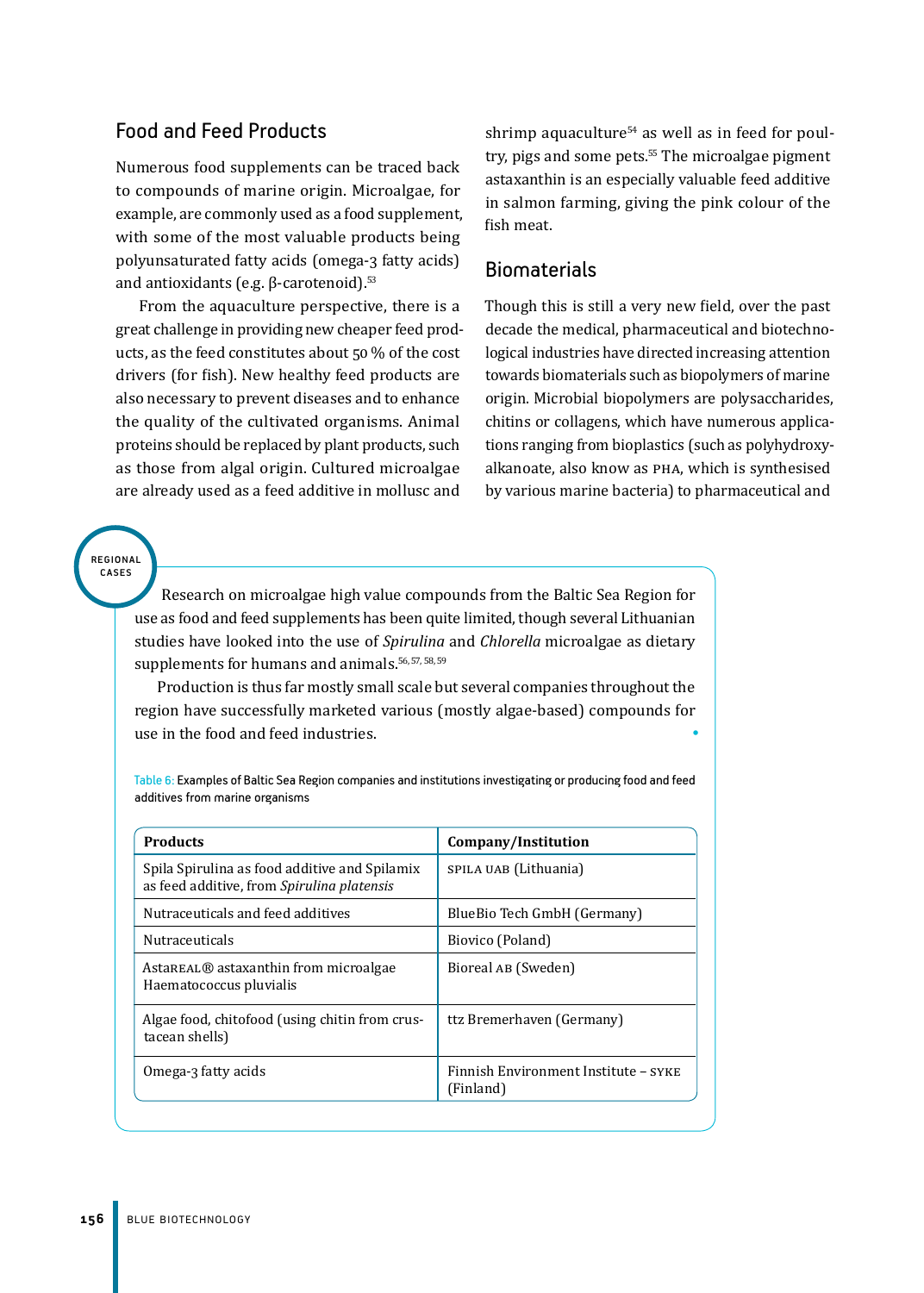## Food and Feed Products

Numerous food supplements can be traced back to compounds of marine origin. Microalgae, for example, are commonly used as a food supplement, with some of the most valuable products being polyunsaturated fatty acids (omega-3 fatty acids) and antioxidants (e.g. β-carotenoid).[53]

From the aquaculture perspective, there is a great challenge in providing new cheaper feed products, as the feed constitutes about 50 % of the cost drivers (for fish). New healthy feed products are also necessary to prevent diseases and to enhance the quality of the cultivated organisms. Animal proteins should be replaced by plant products, such as those from algal origin. Cultured microalgae are already used as a feed additive in mollusc and shrimp aquaculture[54] as well as in feed for poultry, pigs and some pets.[55] The microalgae pigment astaxanthin is an especially valuable feed additive in salmon farming, giving the pink colour of the fish meat.

## Biomaterials

Though this is still a very new field, over the past decade the medical, pharmaceutical and biotechnological industries have directed increasing attention towards biomaterials such as biopolymers of marine origin. Microbial biopolymers are polysaccharides, chitins or collagens, which have numerous applications ranging from bioplastics (such as polyhydroxyalkanoate, also know as PHA, which is synthesised by various marine bacteria) to pharmaceutical and

REGIONAL CASES

Research on microalgae high value compounds from the Baltic Sea Region for use as food and feed supplements has been quite limited, though several Lithuanian studies have looked into the use of *Spirulina* and *Chlorella* microalgae as dietary supplements for humans and animals.[56, 57, 58, 59]

Production is thus far mostly small scale but several companies throughout the region have successfully marketed various (mostly algae-based) compounds for use in the food and feed industries.

Table 6: Examples of Baltic Sea Region companies and institutions investigating or producing food and feed additives from marine organisms

| Products | Company/Institution |
|---|---|
| Spila Spirulina as food additive and Spilamix as feed additive, from *Spirulina platensis* | SPILA UAB (Lithuania) |
| Nutraceuticals and feed additives | BlueBio Tech GmbH (Germany) |
| Nutraceuticals | Biovico (Poland) |
| AstaREAL® astaxanthin from microalgae Haematococcus pluvialis | Bioreal AB (Sweden) |
| Algae food, chitofood (using chitin from crustacean shells) | ttz Bremerhaven (Germany) |
| Omega-3 fatty acids | Finnish Environment Institute – SYKE (Finland) |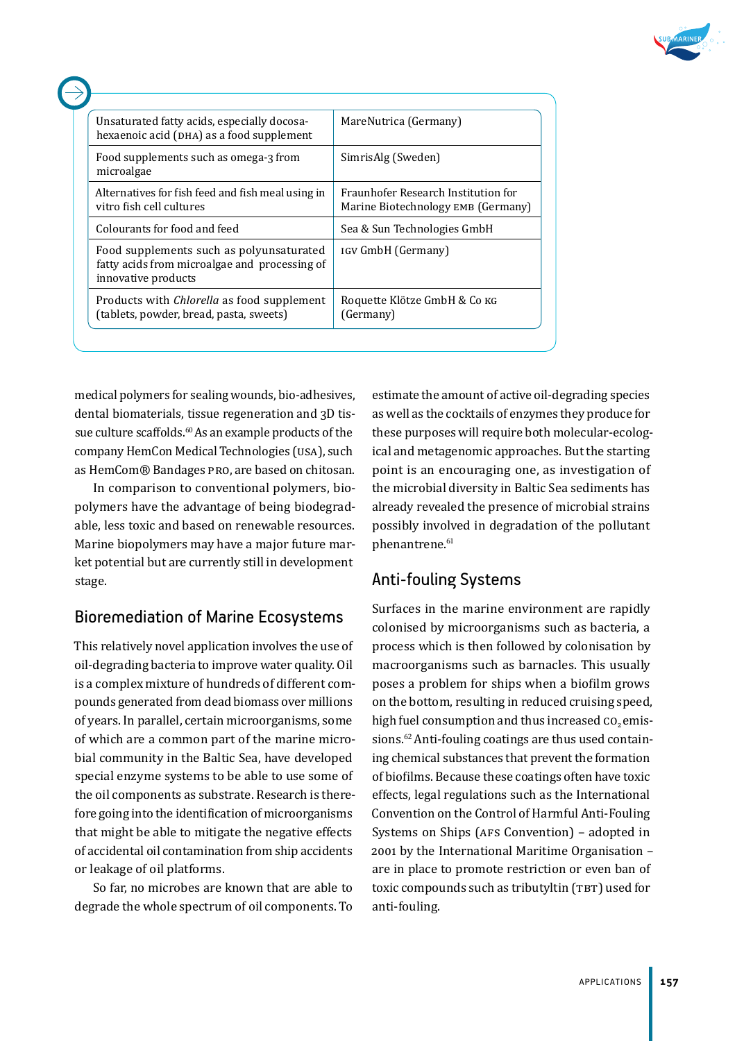| Unsaturated fatty acids, especially docosa-hexaenoic acid (DHA) as a food supplement | MareNutrica (Germany) |
|---|---|
| Food supplements such as omega-3 from microalgae | SimrisAlg (Sweden) |
| Alternatives for fish feed and fish meal using in vitro fish cell cultures | Fraunhofer Research Institution for Marine Biotechnology EMB (Germany) |
| Colourants for food and feed | Sea & Sun Technologies GmbH |
| Food supplements such as polyunsaturated fatty acids from microalgae and processing of innovative products | IGV GmbH (Germany) |
| Products with *Chlorella* as food supplement (tablets, powder, bread, pasta, sweets) | Roquette Klötze GmbH & Co KG (Germany) |

medical polymers for sealing wounds, bio-adhesives, dental biomaterials, tissue regeneration and 3D tissue culture scaffolds.[60] As an example products of the company HemCon Medical Technologies (USA), such as HemCom® Bandages PRO, are based on chitosan.

In comparison to conventional polymers, biopolymers have the advantage of being biodegradable, less toxic and based on renewable resources. Marine biopolymers may have a major future market potential but are currently still in development stage.

## Bioremediation of Marine Ecosystems

This relatively novel application involves the use of oil-degrading bacteria to improve water quality. Oil is a complex mixture of hundreds of different compounds generated from dead biomass over millions of years. In parallel, certain microorganisms, some of which are a common part of the marine microbial community in the Baltic Sea, have developed special enzyme systems to be able to use some of the oil components as substrate. Research is therefore going into the identification of microorganisms that might be able to mitigate the negative effects of accidental oil contamination from ship accidents or leakage of oil platforms.

So far, no microbes are known that are able to degrade the whole spectrum of oil components. To estimate the amount of active oil-degrading species as well as the cocktails of enzymes they produce for these purposes will require both molecular-ecological and metagenomic approaches. But the starting point is an encouraging one, as investigation of the microbial diversity in Baltic Sea sediments has already revealed the presence of microbial strains possibly involved in degradation of the pollutant phenantrene.[61]

## Anti-fouling Systems

Surfaces in the marine environment are rapidly colonised by microorganisms such as bacteria, a process which is then followed by colonisation by macroorganisms such as barnacles. This usually poses a problem for ships when a biofilm grows on the bottom, resulting in reduced cruising speed, high fuel consumption and thus increased $CO_2$ emissions.[62] Anti-fouling coatings are thus used containing chemical substances that prevent the formation of biofilms. Because these coatings often have toxic effects, legal regulations such as the International Convention on the Control of Harmful Anti-Fouling Systems on Ships (AFS Convention) – adopted in 2001 by the International Maritime Organisation – are in place to promote restriction or even ban of toxic compounds such as tributyltin (TBT) used for anti-fouling.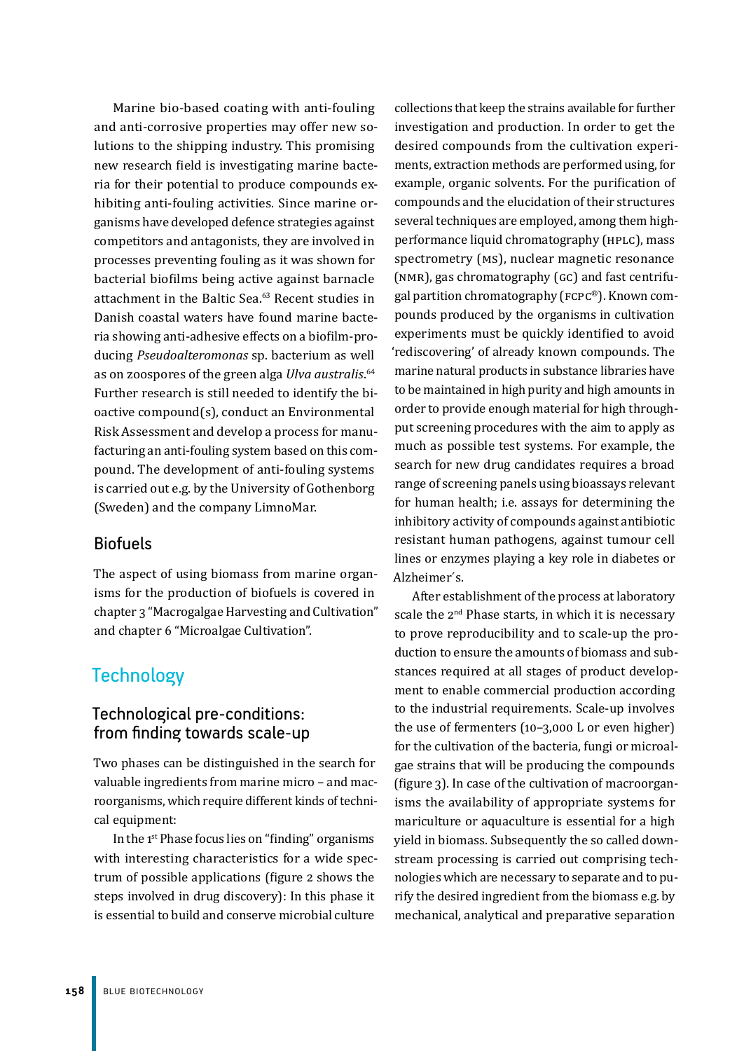Marine bio-based coating with anti-fouling and anti-corrosive properties may offer new solutions to the shipping industry. This promising new research field is investigating marine bacteria for their potential to produce compounds exhibiting anti-fouling activities. Since marine organisms have developed defence strategies against competitors and antagonists, they are involved in processes preventing fouling as it was shown for bacterial biofilms being active against barnacle attachment in the Baltic Sea.[63] Recent studies in Danish coastal waters have found marine bacteria showing anti-adhesive effects on a biofilm-producing *Pseudoalteromonas* sp. bacterium as well as on zoospores of the green alga *Ulva australis*.[64] Further research is still needed to identify the bioactive compound(s), conduct an Environmental Risk Assessment and develop a process for manufacturing an anti-fouling system based on this compound. The development of anti-fouling systems is carried out e.g. by the University of Gothenborg (Sweden) and the company LimnoMar.

### Biofuels

The aspect of using biomass from marine organisms for the production of biofuels is covered in chapter 3 "Macrogalgae Harvesting and Cultivation" and chapter 6 "Microalgae Cultivation".

## Technology

### Technological pre-conditions: from finding towards scale-up

Two phases can be distinguished in the search for valuable ingredients from marine micro – and macroorganisms, which require different kinds of technical equipment:

In the 1st Phase focus lies on "finding" organisms with interesting characteristics for a wide spectrum of possible applications (figure 2 shows the steps involved in drug discovery): In this phase it is essential to build and conserve microbial culture collections that keep the strains available for further investigation and production. In order to get the desired compounds from the cultivation experiments, extraction methods are performed using, for example, organic solvents. For the purification of compounds and the elucidation of their structures several techniques are employed, among them high-performance liquid chromatography (HPLC), mass spectrometry (MS), nuclear magnetic resonance (NMR), gas chromatography (GC) and fast centrifugal partition chromatography (FCPC®). Known compounds produced by the organisms in cultivation experiments must be quickly identified to avoid 'rediscovering' of already known compounds. The marine natural products in substance libraries have to be maintained in high purity and high amounts in order to provide enough material for high throughput screening procedures with the aim to apply as much as possible test systems. For example, the search for new drug candidates requires a broad range of screening panels using bioassays relevant for human health; i.e. assays for determining the inhibitory activity of compounds against antibiotic resistant human pathogens, against tumour cell lines or enzymes playing a key role in diabetes or Alzheimer´s.

After establishment of the process at laboratory scale the 2nd Phase starts, in which it is necessary to prove reproducibility and to scale-up the production to ensure the amounts of biomass and substances required at all stages of product development to enable commercial production according to the industrial requirements. Scale-up involves the use of fermenters (10–3,000 L or even higher) for the cultivation of the bacteria, fungi or microalgae strains that will be producing the compounds (figure 3). In case of the cultivation of macroorganisms the availability of appropriate systems for mariculture or aquaculture is essential for a high yield in biomass. Subsequently the so called downstream processing is carried out comprising technologies which are necessary to separate and to purify the desired ingredient from the biomass e.g. by mechanical, analytical and preparative separation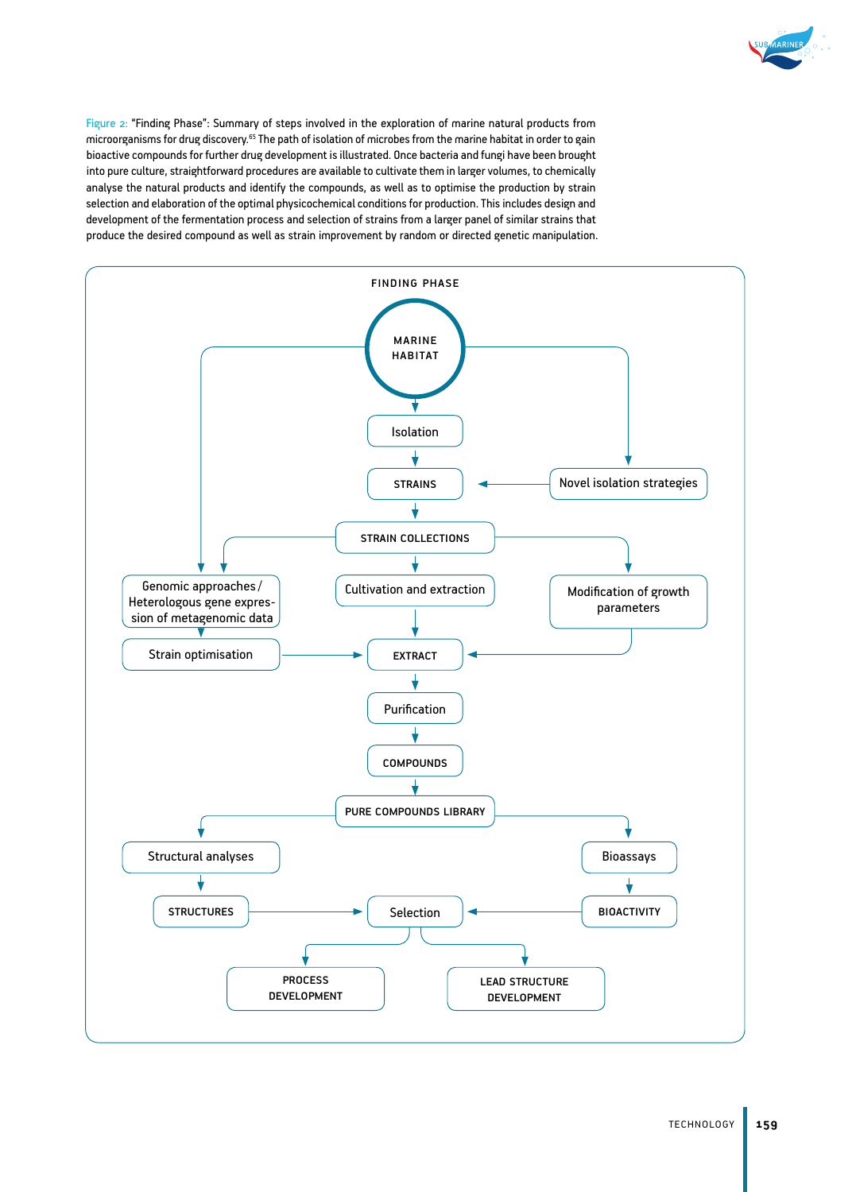Figure 2: "Finding Phase": Summary of steps involved in the exploration of marine natural products from microorganisms for drug discovery.[65] The path of isolation of microbes from the marine habitat in order to gain bioactive compounds for further drug development is illustrated. Once bacteria and fungi have been brought into pure culture, straightforward procedures are available to cultivate them in larger volumes, to chemically analyse the natural products and identify the compounds, as well as to optimise the production by strain selection and elaboration of the optimal physicochemical conditions for production. This includes design and development of the fermentation process and selection of strains from a larger panel of similar strains that produce the desired compound as well as strain improvement by random or directed genetic manipulation.

FINDING PHASE

MARINE HABITAT

Isolation

STRAINS

Novel isolation strategies

STRAIN COLLECTIONS

Genomic approaches / Heterologous gene expression of metagenomic data

Cultivation and extraction

Modification of growth parameters

Strain optimisation

EXTRACT

Purification

COMPOUNDS

PURE COMPOUNDS LIBRARY

Structural analyses

Bioassays

STRUCTURES

Selection

BIOACTIVITY

PROCESS DEVELOPMENT

LEAD STRUCTURE DEVELOPMENT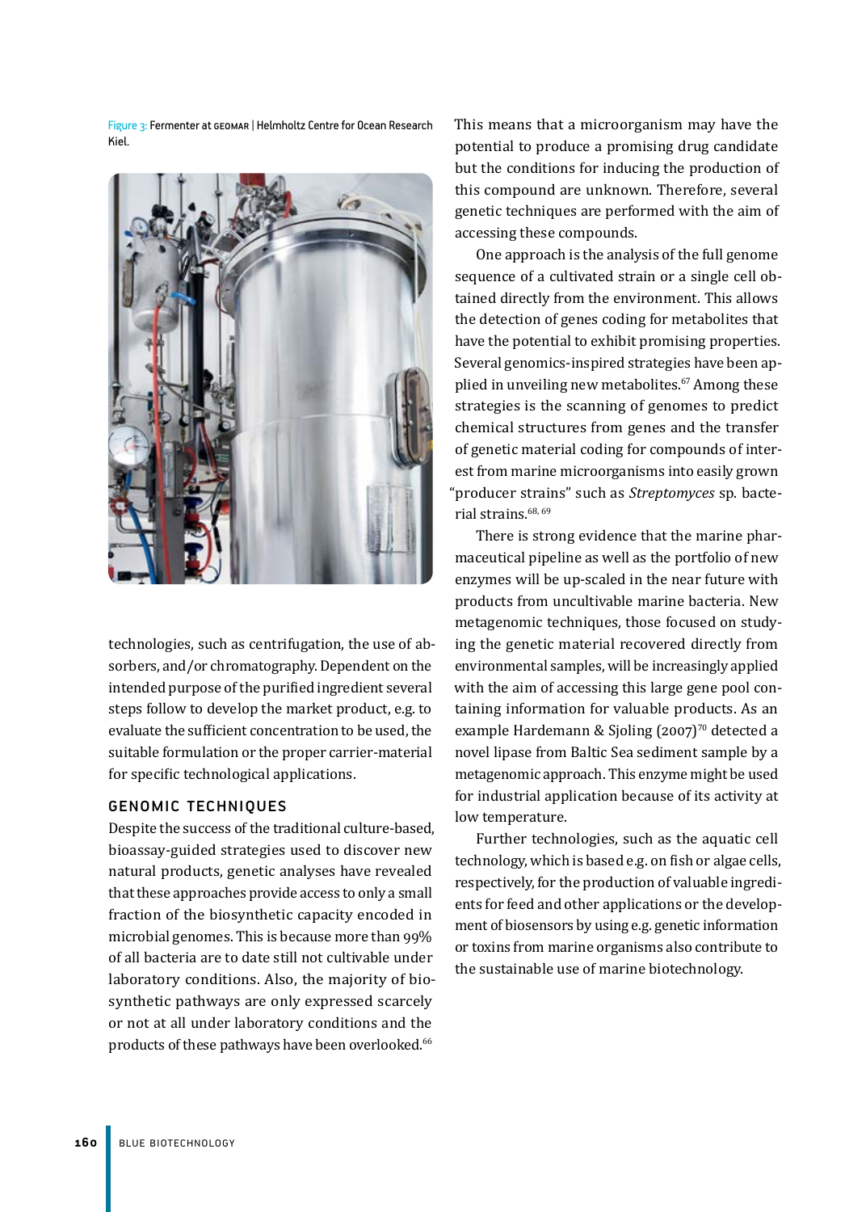Figure 3: Fermenter at GEOMAR | Helmholtz Centre for Ocean Research Kiel.

technologies, such as centrifugation, the use of absorbers, and/or chromatography. Dependent on the intended purpose of the purified ingredient several steps follow to develop the market product, e.g. to evaluate the sufficient concentration to be used, the suitable formulation or the proper carrier-material for specific technological applications.

## GENOMIC TECHNIQUES

Despite the success of the traditional culture-based, bioassay-guided strategies used to discover new natural products, genetic analyses have revealed that these approaches provide access to only a small fraction of the biosynthetic capacity encoded in microbial genomes. This is because more than 99% of all bacteria are to date still not cultivable under laboratory conditions. Also, the majority of biosynthetic pathways are only expressed scarcely or not at all under laboratory conditions and the products of these pathways have been overlooked.[66] This means that a microorganism may have the potential to produce a promising drug candidate but the conditions for inducing the production of this compound are unknown. Therefore, several genetic techniques are performed with the aim of accessing these compounds.

One approach is the analysis of the full genome sequence of a cultivated strain or a single cell obtained directly from the environment. This allows the detection of genes coding for metabolites that have the potential to exhibit promising properties. Several genomics-inspired strategies have been applied in unveiling new metabolites.[67] Among these strategies is the scanning of genomes to predict chemical structures from genes and the transfer of genetic material coding for compounds of interest from marine microorganisms into easily grown "producer strains" such as *Streptomyces* sp. bacterial strains.[68, 69]

There is strong evidence that the marine pharmaceutical pipeline as well as the portfolio of new enzymes will be up-scaled in the near future with products from uncultivable marine bacteria. New metagenomic techniques, those focused on studying the genetic material recovered directly from environmental samples, will be increasingly applied with the aim of accessing this large gene pool containing information for valuable products. As an example Hardemann & Sjoling (2007)[70] detected a novel lipase from Baltic Sea sediment sample by a metagenomic approach. This enzyme might be used for industrial application because of its activity at low temperature.

Further technologies, such as the aquatic cell technology, which is based e.g. on fish or algae cells, respectively, for the production of valuable ingredients for feed and other applications or the development of biosensors by using e.g. genetic information or toxins from marine organisms also contribute to the sustainable use of marine biotechnology.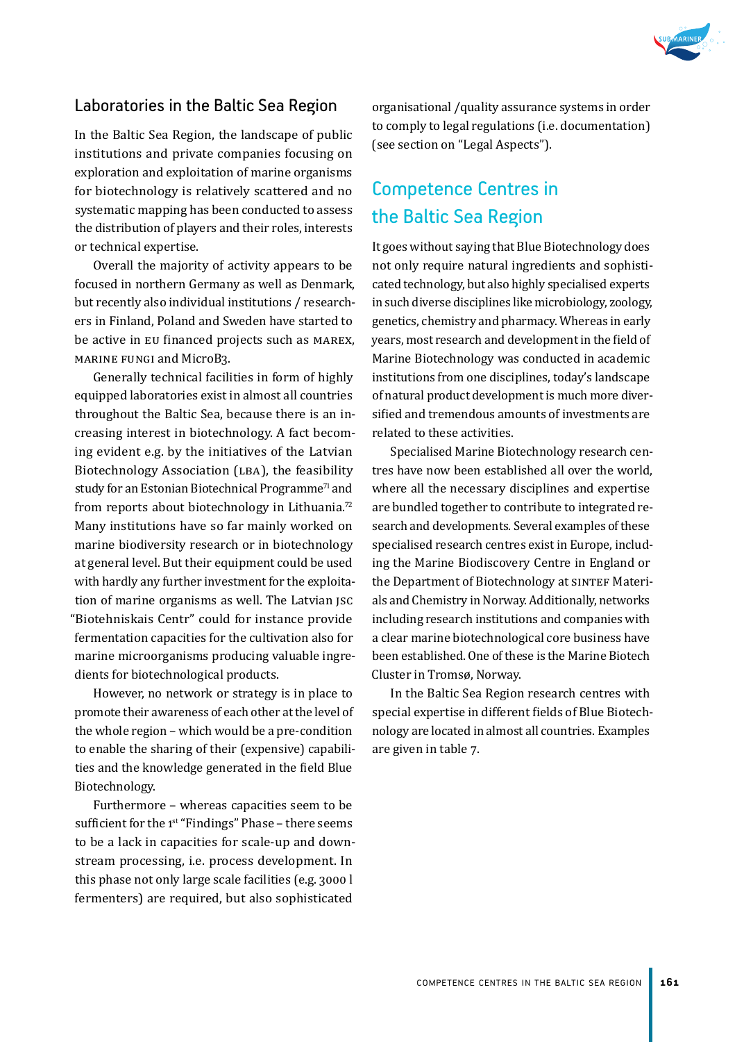### Laboratories in the Baltic Sea Region

In the Baltic Sea Region, the landscape of public institutions and private companies focusing on exploration and exploitation of marine organisms for biotechnology is relatively scattered and no systematic mapping has been conducted to assess the distribution of players and their roles, interests or technical expertise.

Overall the majority of activity appears to be focused in northern Germany as well as Denmark, but recently also individual institutions / researchers in Finland, Poland and Sweden have started to be active in EU financed projects such as MAREX, MARINE FUNGI and MicroB3.

Generally technical facilities in form of highly equipped laboratories exist in almost all countries throughout the Baltic Sea, because there is an increasing interest in biotechnology. A fact becoming evident e.g. by the initiatives of the Latvian Biotechnology Association (LBA), the feasibility study for an Estonian Biotechnical Programme[71] and from reports about biotechnology in Lithuania.[72] Many institutions have so far mainly worked on marine biodiversity research or in biotechnology at general level. But their equipment could be used with hardly any further investment for the exploitation of marine organisms as well. The Latvian JSC "Biotehniskais Centr" could for instance provide fermentation capacities for the cultivation also for marine microorganisms producing valuable ingredients for biotechnological products.

However, no network or strategy is in place to promote their awareness of each other at the level of the whole region – which would be a pre-condition to enable the sharing of their (expensive) capabilities and the knowledge generated in the field Blue Biotechnology.

Furthermore – whereas capacities seem to be sufficient for the 1st "Findings" Phase – there seems to be a lack in capacities for scale-up and downstream processing, i.e. process development. In this phase not only large scale facilities (e.g. 3000 l fermenters) are required, but also sophisticated organisational /quality assurance systems in order to comply to legal regulations (i.e. documentation) (see section on "Legal Aspects").

## Competence Centres in the Baltic Sea Region

It goes without saying that Blue Biotechnology does not only require natural ingredients and sophisticated technology, but also highly specialised experts in such diverse disciplines like microbiology, zoology, genetics, chemistry and pharmacy. Whereas in early years, most research and development in the field of Marine Biotechnology was conducted in academic institutions from one disciplines, today's landscape of natural product development is much more diversified and tremendous amounts of investments are related to these activities.

Specialised Marine Biotechnology research centres have now been established all over the world, where all the necessary disciplines and expertise are bundled together to contribute to integrated research and developments. Several examples of these specialised research centres exist in Europe, including the Marine Biodiscovery Centre in England or the Department of Biotechnology at SINTEF Materials and Chemistry in Norway. Additionally, networks including research institutions and companies with a clear marine biotechnological core business have been established. One of these is the Marine Biotech Cluster in Tromsø, Norway.

In the Baltic Sea Region research centres with special expertise in different fields of Blue Biotechnology are located in almost all countries. Examples are given in table 7.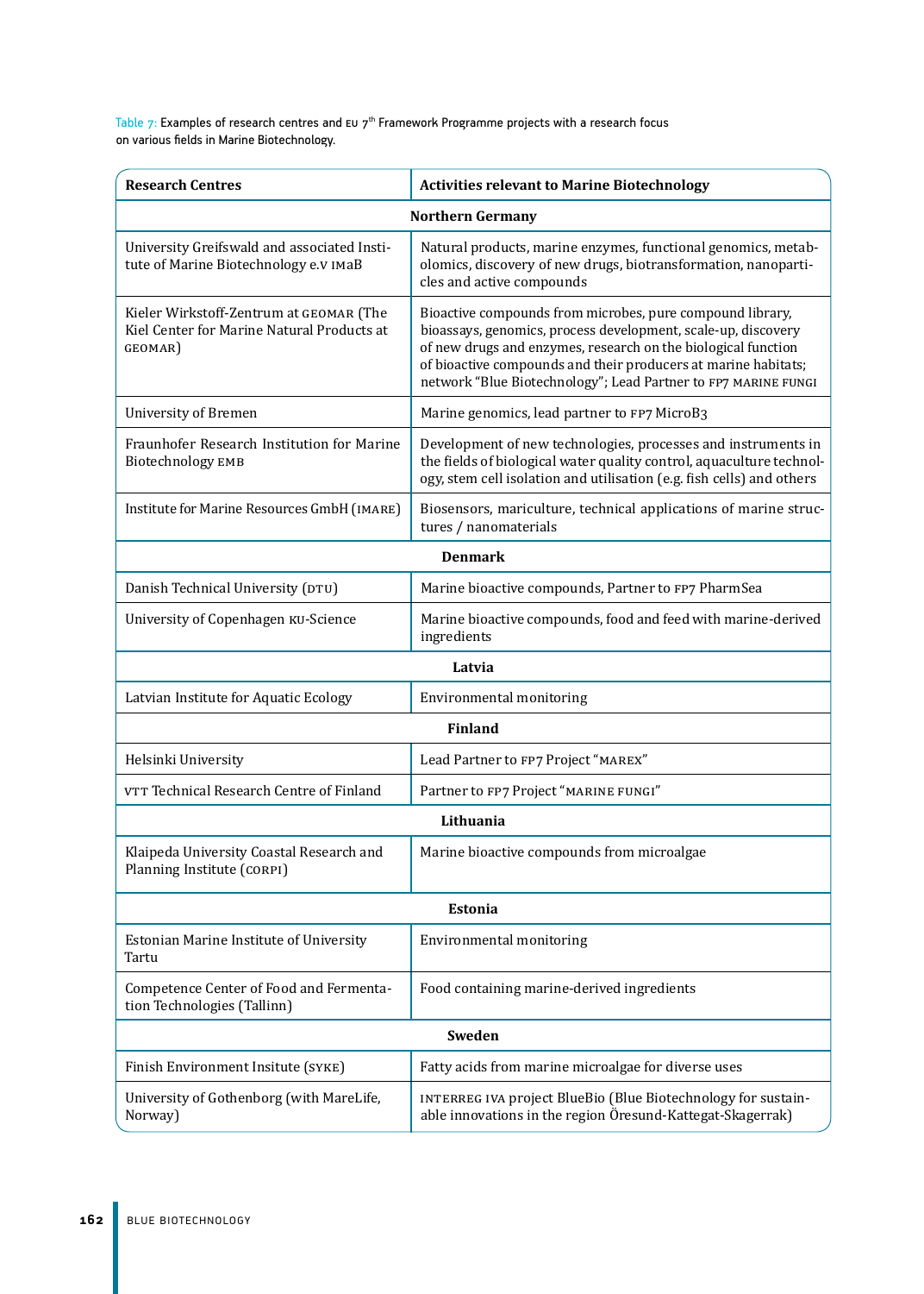Table 7: Examples of research centres and EU 7th Framework Programme projects with a research focus on various fields in Marine Biotechnology.

| Research Centres | Activities relevant to Marine Biotechnology |
|---|---|
| **Northern Germany** | |
| University Greifswald and associated Institute of Marine Biotechnology e.V IMaB | Natural products, marine enzymes, functional genomics, metabolomics, discovery of new drugs, biotransformation, nanoparticles and active compounds |
| Kieler Wirkstoff-Zentrum at GEOMAR (The Kiel Center for Marine Natural Products at GEOMAR) | Bioactive compounds from microbes, pure compound library, bioassays, genomics, process development, scale-up, discovery of new drugs and enzymes, research on the biological function of bioactive compounds and their producers at marine habitats; network "Blue Biotechnology"; Lead Partner to FP7 MARINE FUNGI |
| University of Bremen | Marine genomics, lead partner to FP7 MicroB3 |
| Fraunhofer Research Institution for Marine Biotechnology EMB | Development of new technologies, processes and instruments in the fields of biological water quality control, aquaculture technology, stem cell isolation and utilisation (e.g. fish cells) and others |
| Institute for Marine Resources GmbH (IMARE) | Biosensors, mariculture, technical applications of marine structures / nanomaterials |
| **Denmark** | |
| Danish Technical University (DTU) | Marine bioactive compounds, Partner to FP7 PharmSea |
| University of Copenhagen KU-Science | Marine bioactive compounds, food and feed with marine-derived ingredients |
| **Latvia** | |
| Latvian Institute for Aquatic Ecology | Environmental monitoring |
| **Finland** | |
| Helsinki University | Lead Partner to FP7 Project "MAREX" |
| VTT Technical Research Centre of Finland | Partner to FP7 Project "MARINE FUNGI" |
| **Lithuania** | |
| Klaipeda University Coastal Research and Planning Institute (CORPI) | Marine bioactive compounds from microalgae |
| **Estonia** | |
| Estonian Marine Institute of University Tartu | Environmental monitoring |
| Competence Center of Food and Fermentation Technologies (Tallinn) | Food containing marine-derived ingredients |
| **Sweden** | |
| Finish Environment Insitute (SYKE) | Fatty acids from marine microalgae for diverse uses |
| University of Gothenborg (with MareLife, Norway) | INTERREG IVA project BlueBio (Blue Biotechnology for sustainable innovations in the region Öresund-Kattegat-Skagerrak) |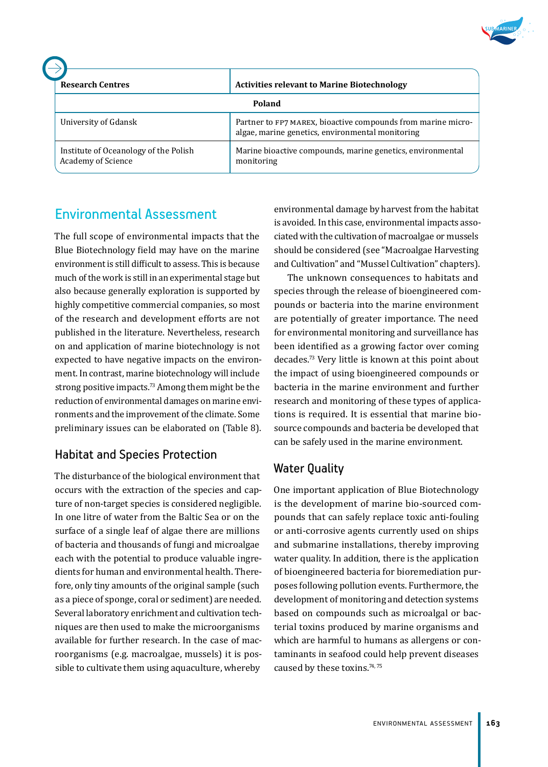| Research Centres | Activities relevant to Marine Biotechnology |
|---|---|
| **Poland** | |
| University of Gdansk | Partner to FP7 MAREX, bioactive compounds from marine microalgae, marine genetics, environmental monitoring |
| Institute of Oceanology of the Polish Academy of Science | Marine bioactive compounds, marine genetics, environmental monitoring |

## Environmental Assessment

The full scope of environmental impacts that the Blue Biotechnology field may have on the marine environment is still difficult to assess. This is because much of the work is still in an experimental stage but also because generally exploration is supported by highly competitive commercial companies, so most of the research and development efforts are not published in the literature. Nevertheless, research on and application of marine biotechnology is not expected to have negative impacts on the environment. In contrast, marine biotechnology will include strong positive impacts.[73] Among them might be the reduction of environmental damages on marine environments and the improvement of the climate. Some preliminary issues can be elaborated on (Table 8).

### Habitat and Species Protection

The disturbance of the biological environment that occurs with the extraction of the species and capture of non-target species is considered negligible. In one litre of water from the Baltic Sea or on the surface of a single leaf of algae there are millions of bacteria and thousands of fungi and microalgae each with the potential to produce valuable ingredients for human and environmental health. Therefore, only tiny amounts of the original sample (such as a piece of sponge, coral or sediment) are needed. Several laboratory enrichment and cultivation techniques are then used to make the microorganisms available for further research. In the case of macroorganisms (e.g. macroalgae, mussels) it is possible to cultivate them using aquaculture, whereby environmental damage by harvest from the habitat is avoided. In this case, environmental impacts associated with the cultivation of macroalgae or mussels should be considered (see "Macroalgae Harvesting and Cultivation" and "Mussel Cultivation" chapters).

The unknown consequences to habitats and species through the release of bioengineered compounds or bacteria into the marine environment are potentially of greater importance. The need for environmental monitoring and surveillance has been identified as a growing factor over coming decades.[73] Very little is known at this point about the impact of using bioengineered compounds or bacteria in the marine environment and further research and monitoring of these types of applications is required. It is essential that marine biosource compounds and bacteria be developed that can be safely used in the marine environment.

### Water Quality

One important application of Blue Biotechnology is the development of marine bio-sourced compounds that can safely replace toxic anti-fouling or anti-corrosive agents currently used on ships and submarine installations, thereby improving water quality. In addition, there is the application of bioengineered bacteria for bioremediation purposes following pollution events. Furthermore, the development of monitoring and detection systems based on compounds such as microalgal or bacterial toxins produced by marine organisms and which are harmful to humans as allergens or contaminants in seafood could help prevent diseases caused by these toxins.[74, 75]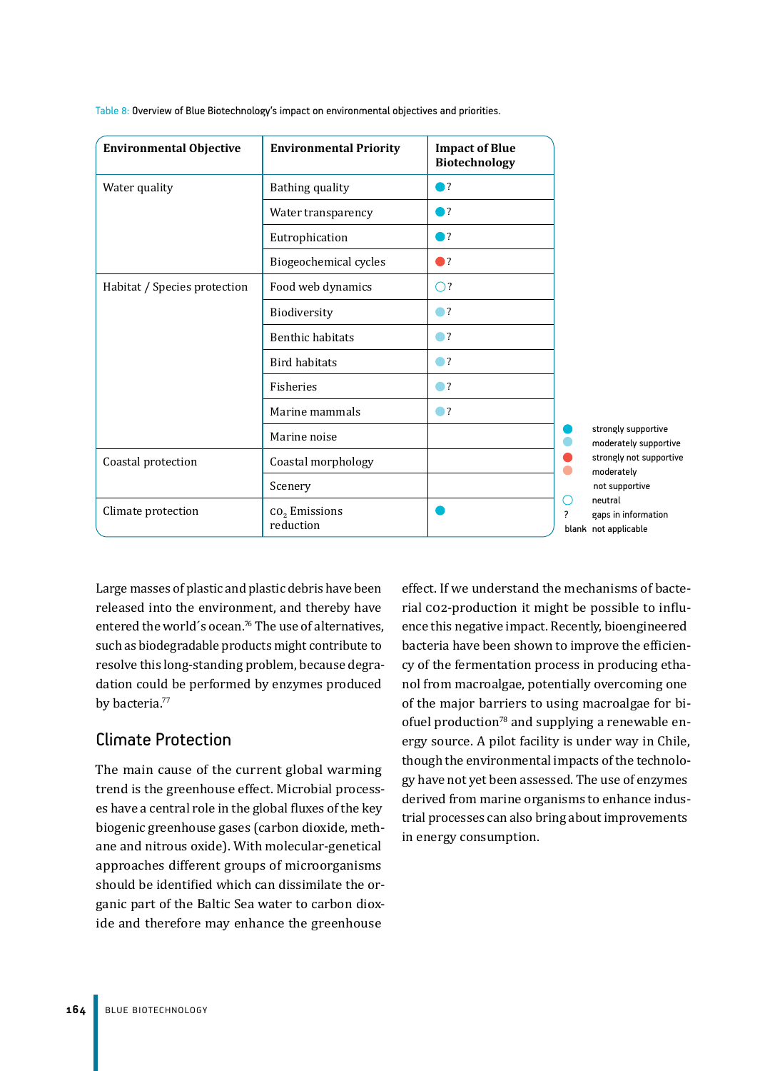Table 8: Overview of Blue Biotechnology's impact on environmental objectives and priorities.

| Environmental Objective | Environmental Priority | Impact of Blue Biotechnology |
|---|---|---|
| Water quality | Bathing quality | strongly supportive ? |
| | Water transparency | strongly supportive ? |
| | Eutrophication | strongly supportive ? |
| | Biogeochemical cycles | strongly not supportive ? |
| Habitat / Species protection | Food web dynamics | neutral ? |
| | Biodiversity | moderately supportive ? |
| | Benthic habitats | moderately supportive ? |
| | Bird habitats | moderately supportive ? |
| | Fisheries | moderately supportive ? |
| | Marine mammals | moderately supportive ? |
| | Marine noise | |
| Coastal protection | Coastal morphology | |
| | Scenery | |
| Climate protection | $CO_2$ Emissions reduction | strongly supportive |

Legend: strongly supportive; moderately supportive; strongly not supportive; moderately not supportive; neutral; ? gaps in information; blank not applicable

Large masses of plastic and plastic debris have been released into the environment, and thereby have entered the world´s ocean.[76] The use of alternatives, such as biodegradable products might contribute to resolve this long-standing problem, because degradation could be performed by enzymes produced by bacteria.[77]

## Climate Protection

The main cause of the current global warming trend is the greenhouse effect. Microbial processes have a central role in the global fluxes of the key biogenic greenhouse gases (carbon dioxide, methane and nitrous oxide). With molecular-genetical approaches different groups of microorganisms should be identified which can dissimilate the organic part of the Baltic Sea water to carbon dioxide and therefore may enhance the greenhouse effect. If we understand the mechanisms of bacterial $CO_2$-production it might be possible to influence this negative impact. Recently, bioengineered bacteria have been shown to improve the efficiency of the fermentation process in producing ethanol from macroalgae, potentially overcoming one of the major barriers to using macroalgae for biofuel production[78] and supplying a renewable energy source. A pilot facility is under way in Chile, though the environmental impacts of the technology have not yet been assessed. The use of enzymes derived from marine organisms to enhance industrial processes can also bring about improvements in energy consumption.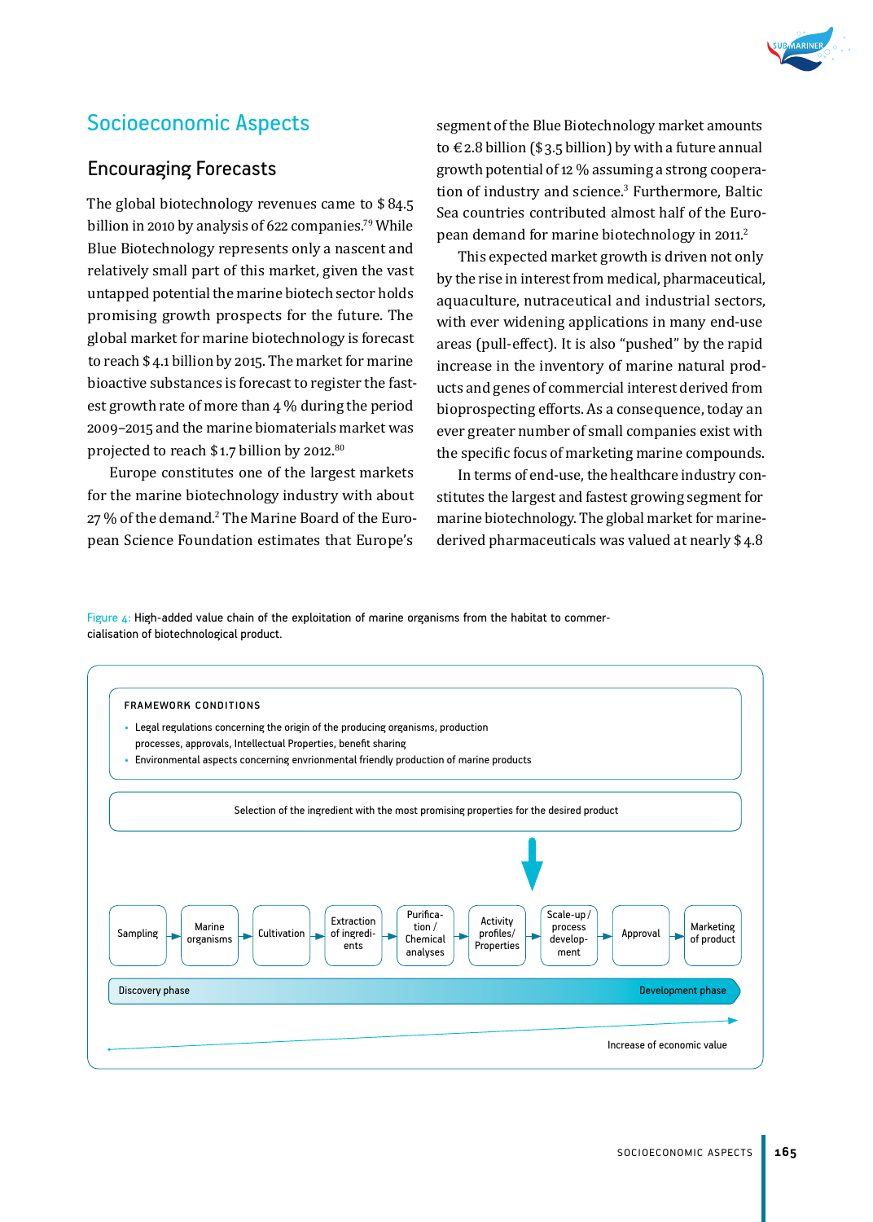## Socioeconomic Aspects

### Encouraging Forecasts

The global biotechnology revenues came to $ 84.5 billion in 2010 by analysis of 622 companies.[79] While Blue Biotechnology represents only a nascent and relatively small part of this market, given the vast untapped potential the marine biotech sector holds promising growth prospects for the future. The global market for marine biotechnology is forecast to reach $ 4.1 billion by 2015. The market for marine bioactive substances is forecast to register the fastest growth rate of more than 4 % during the period 2009–2015 and the marine biomaterials market was projected to reach $ 1.7 billion by 2012.[80]

Europe constitutes one of the largest markets for the marine biotechnology industry with about 27 % of the demand.[2] The Marine Board of the European Science Foundation estimates that Europe's segment of the Blue Biotechnology market amounts to € 2.8 billion ($ 3.5 billion) by with a future annual growth potential of 12 % assuming a strong cooperation of industry and science.[3] Furthermore, Baltic Sea countries contributed almost half of the European demand for marine biotechnology in 2011.[2]

This expected market growth is driven not only by the rise in interest from medical, pharmaceutical, aquaculture, nutraceutical and industrial sectors, with ever widening applications in many end-use areas (pull-effect). It is also "pushed" by the rapid increase in the inventory of marine natural products and genes of commercial interest derived from bioprospecting efforts. As a consequence, today an ever greater number of small companies exist with the specific focus of marketing marine compounds.

In terms of end-use, the healthcare industry constitutes the largest and fastest growing segment for marine biotechnology. The global market for marine-derived pharmaceuticals was valued at nearly $ 4.8

Figure 4: High-added value chain of the exploitation of marine organisms from the habitat to commercialisation of biotechnological product.

**FRAMEWORK CONDITIONS**

- Legal regulations concerning the origin of the producing organisms, production processes, approvals, Intellectual Properties, benefit sharing
- Environmental aspects concerning envrionmental friendly production of marine products

Selection of the ingredient with the most promising properties for the desired product

Sampling → Marine organisms → Cultivation → Extraction of ingredients → Purification / Chemical analyses → Activity profiles/ Properties → Scale-up / process development → Approval → Marketing of product

Discovery phase → Development phase

Increase of economic value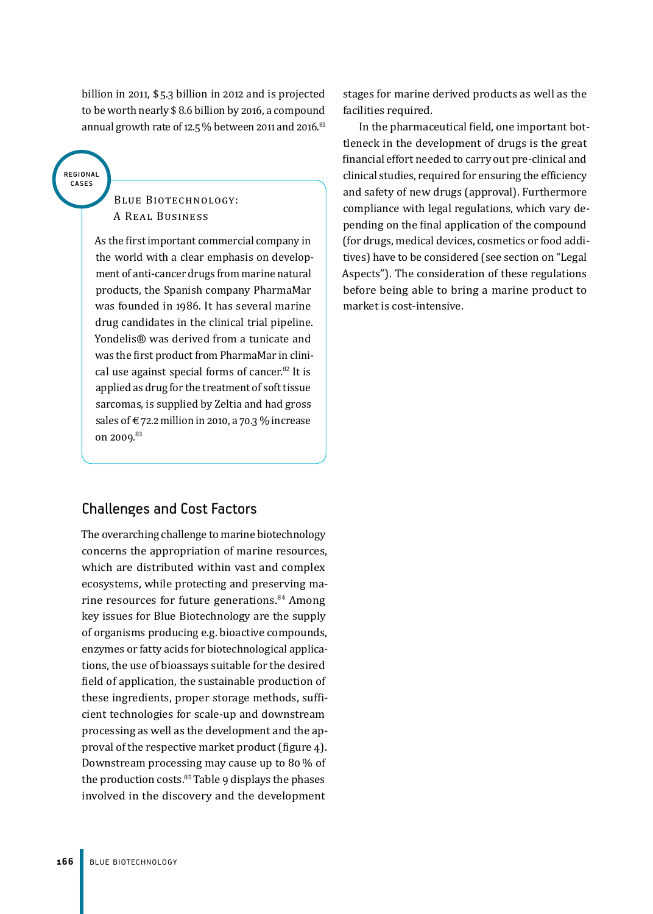billion in 2011, $ 5.3 billion in 2012 and is projected to be worth nearly $ 8.6 billion by 2016, a compound annual growth rate of 12.5 % between 2011 and 2016.[81]

REGIONAL CASES

### Blue Biotechnology: A Real Business

As the first important commercial company in the world with a clear emphasis on development of anti-cancer drugs from marine natural products, the Spanish company PharmaMar was founded in 1986. It has several marine drug candidates in the clinical trial pipeline. Yondelis® was derived from a tunicate and was the first product from PharmaMar in clinical use against special forms of cancer.[82] It is applied as drug for the treatment of soft tissue sarcomas, is supplied by Zeltia and had gross sales of € 72.2 million in 2010, a 70.3 % increase on 2009.[83]

## Challenges and Cost Factors

The overarching challenge to marine biotechnology concerns the appropriation of marine resources, which are distributed within vast and complex ecosystems, while protecting and preserving marine resources for future generations.[84] Among key issues for Blue Biotechnology are the supply of organisms producing e.g. bioactive compounds, enzymes or fatty acids for biotechnological applications, the use of bioassays suitable for the desired field of application, the sustainable production of these ingredients, proper storage methods, sufficient technologies for scale-up and downstream processing as well as the development and the approval of the respective market product (figure 4). Downstream processing may cause up to 80 % of the production costs.[85] Table 9 displays the phases involved in the discovery and the development stages for marine derived products as well as the facilities required.

In the pharmaceutical field, one important bottleneck in the development of drugs is the great financial effort needed to carry out pre-clinical and clinical studies, required for ensuring the efficiency and safety of new drugs (approval). Furthermore compliance with legal regulations, which vary depending on the final application of the compound (for drugs, medical devices, cosmetics or food additives) have to be considered (see section on "Legal Aspects"). The consideration of these regulations before being able to bring a marine product to market is cost-intensive.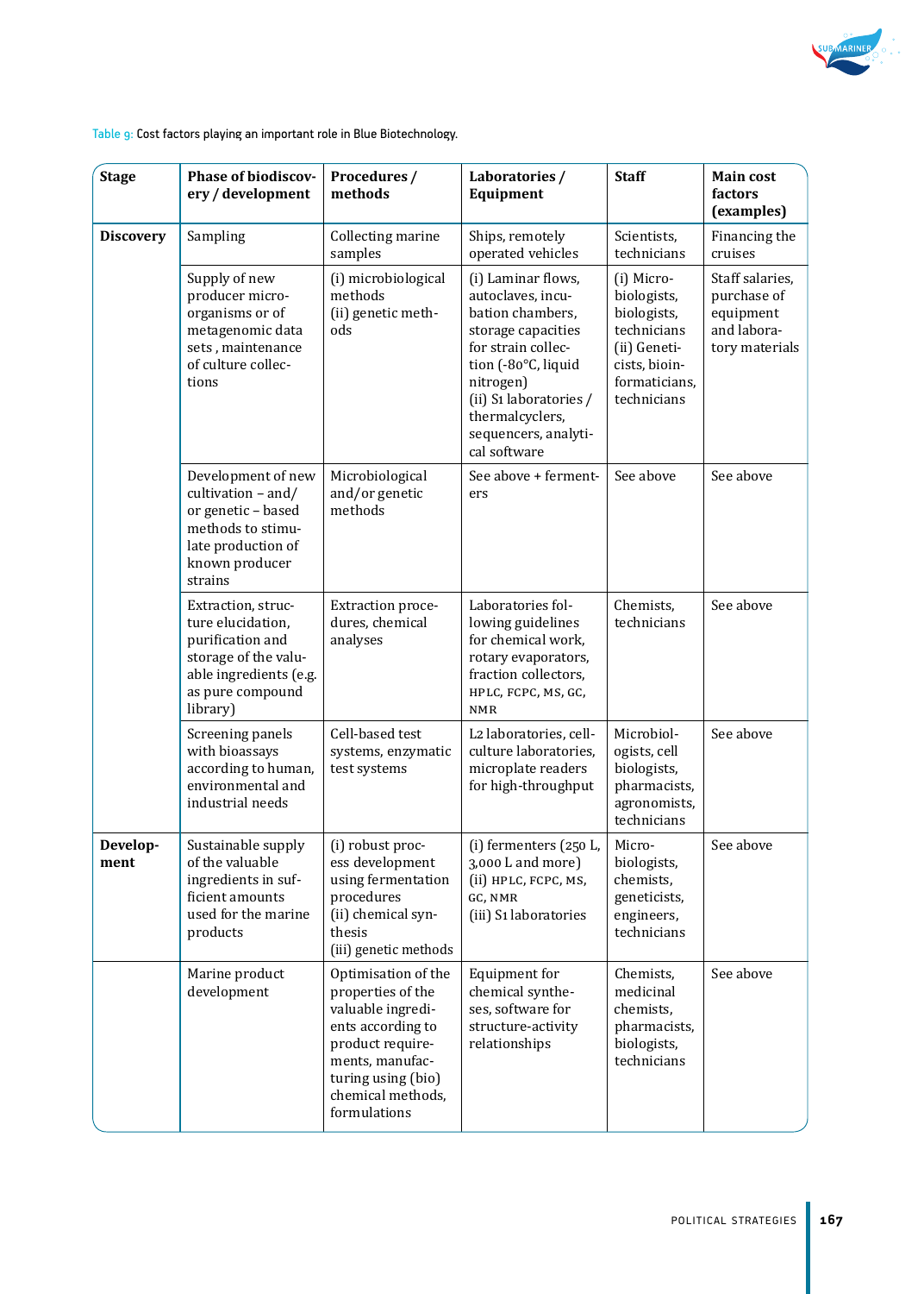Table 9: Cost factors playing an important role in Blue Biotechnology.

| Stage | Phase of biodiscovery / development | Procedures / methods | Laboratories / Equipment | Staff | Main cost factors (examples) |
|---|---|---|---|---|---|
| **Discovery** | Sampling | Collecting marine samples | Ships, remotely operated vehicles | Scientists, technicians | Financing the cruises |
| | Supply of new producer microorganisms or of metagenomic data sets , maintenance of culture collections | (i) microbiological methods (ii) genetic methods | (i) Laminar flows, autoclaves, incubation chambers, storage capacities for strain collection (-80°C, liquid nitrogen) (ii) S1 laboratories / thermalcyclers, sequencers, analytical software | (i) Microbiologists, biologists, technicians (ii) Geneticists, bioinformaticians, technicians | Staff salaries, purchase of equipment and laboratory materials |
| | Development of new cultivation – and/or genetic – based methods to stimulate production of known producer strains | Microbiological and/or genetic methods | See above + fermenters | See above | See above |
| | Extraction, structure elucidation, purification and storage of the valuable ingredients (e.g. as pure compound library) | Extraction procedures, chemical analyses | Laboratories following guidelines for chemical work, rotary evaporators, fraction collectors, HPLC, FCPC, MS, GC, NMR | Chemists, technicians | See above |
| | Screening panels with bioassays according to human, environmental and industrial needs | Cell-based test systems, enzymatic test systems | L2 laboratories, cell-culture laboratories, microplate readers for high-throughput | Microbiologists, cell biologists, pharmacists, agronomists, technicians | See above |
| **Development** | Sustainable supply of the valuable ingredients in sufficient amounts used for the marine products | (i) robust process development using fermentation procedures (ii) chemical synthesis (iii) genetic methods | (i) fermenters (250 L, 3,000 L and more) (ii) HPLC, FCPC, MS, GC, NMR (iii) S1 laboratories | Microbiologists, chemists, geneticists, engineers, technicians | See above |
| | Marine product development | Optimisation of the properties of the valuable ingredients according to product requirements, manufacturing using (bio) chemical methods, formulations | Equipment for chemical syntheses, software for structure-activity relationships | Chemists, medicinal chemists, pharmacists, biologists, technicians | See above |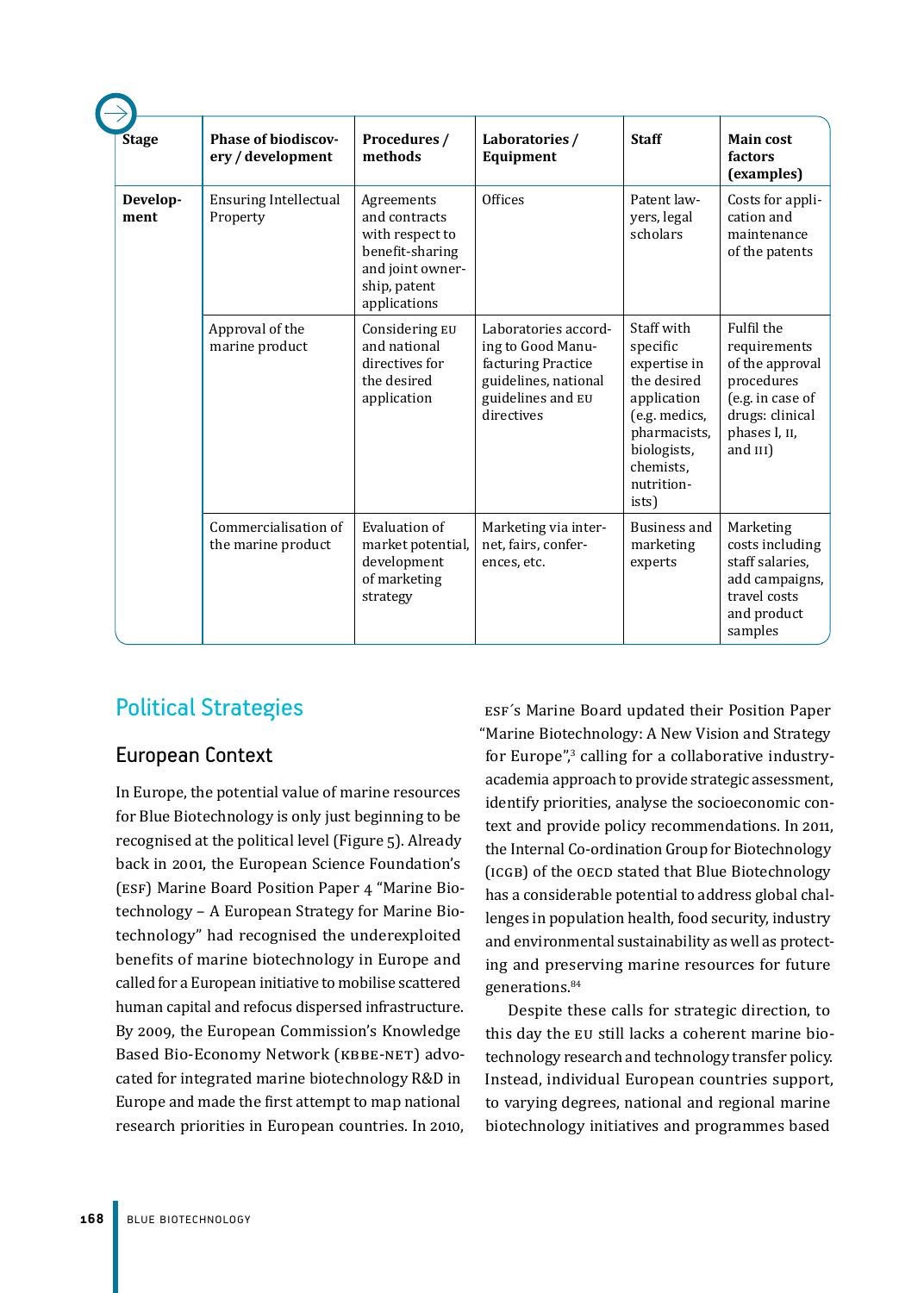| Stage | Phase of biodiscovery / development | Procedures / methods | Laboratories / Equipment | Staff | Main cost factors (examples) |
| --- | --- | --- | --- | --- | --- |
| **Development** | Ensuring Intellectual Property | Agreements and contracts with respect to benefit-sharing and joint ownership, patent applications | Offices | Patent lawyers, legal scholars | Costs for application and maintenance of the patents |
| | Approval of the marine product | Considering EU and national directives for the desired application | Laboratories according to Good Manufacturing Practice guidelines, national guidelines and EU directives | Staff with specific expertise in the desired application (e.g. medics, pharmacists, biologists, chemists, nutritionists) | Fulfil the requirements of the approval procedures (e.g. in case of drugs: clinical phases I, II, and III) |
| | Commercialisation of the marine product | Evaluation of market potential, development of marketing strategy | Marketing via internet, fairs, conferences, etc. | Business and marketing experts | Marketing costs including staff salaries, add campaigns, travel costs and product samples |

## Political Strategies

### European Context

In Europe, the potential value of marine resources for Blue Biotechnology is only just beginning to be recognised at the political level (Figure 5). Already back in 2001, the European Science Foundation's (ESF) Marine Board Position Paper 4 "Marine Biotechnology – A European Strategy for Marine Biotechnology" had recognised the underexploited benefits of marine biotechnology in Europe and called for a European initiative to mobilise scattered human capital and refocus dispersed infrastructure. By 2009, the European Commission's Knowledge Based Bio-Economy Network (KBBE-NET) advocated for integrated marine biotechnology R&D in Europe and made the first attempt to map national research priorities in European countries. In 2010, ESF´s Marine Board updated their Position Paper "Marine Biotechnology: A New Vision and Strategy for Europe",[3] calling for a collaborative industry-academia approach to provide strategic assessment, identify priorities, analyse the socioeconomic context and provide policy recommendations. In 2011, the Internal Co-ordination Group for Biotechnology (ICGB) of the OECD stated that Blue Biotechnology has a considerable potential to address global challenges in population health, food security, industry and environmental sustainability as well as protecting and preserving marine resources for future generations.[84]

Despite these calls for strategic direction, to this day the EU still lacks a coherent marine biotechnology research and technology transfer policy. Instead, individual European countries support, to varying degrees, national and regional marine biotechnology initiatives and programmes based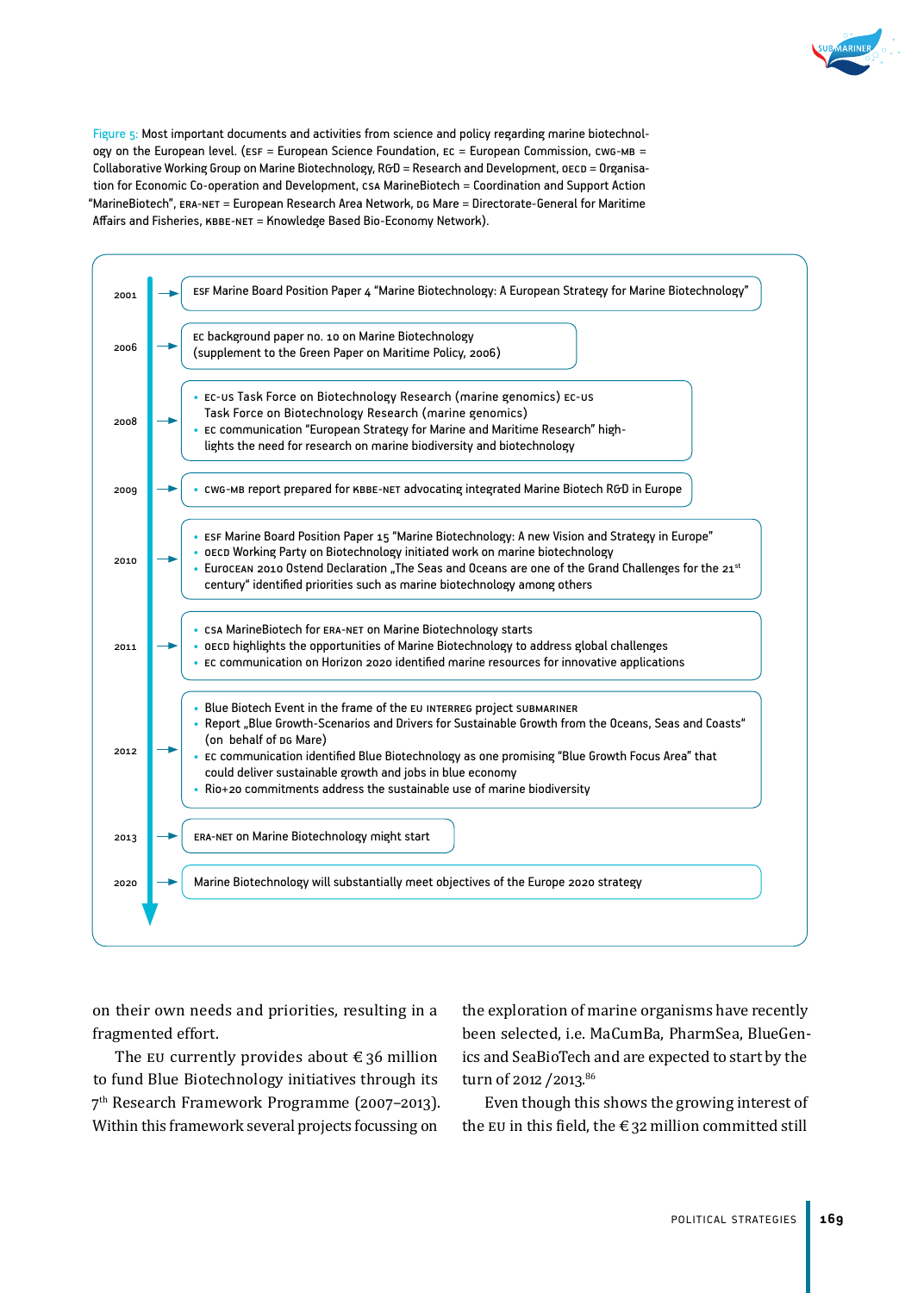Figure 5: Most important documents and activities from science and policy regarding marine biotechnology on the European level. (ESF = European Science Foundation, EC = European Commission, CWG-MB = Collaborative Working Group on Marine Biotechnology, R&D = Research and Development, OECD = Organisation for Economic Co-operation and Development, CSA MarineBiotech = Coordination and Support Action "MarineBiotech", ERA-NET = European Research Area Network, DG Mare = Directorate-General for Maritime Affairs and Fisheries, KBBE-NET = Knowledge Based Bio-Economy Network).

| Year | Documents and activities |
|---|---|
| 2001 | ESF Marine Board Position Paper 4 "Marine Biotechnology: A European Strategy for Marine Biotechnology" |
| 2006 | EC background paper no. 10 on Marine Biotechnology (supplement to the Green Paper on Maritime Policy, 2006) |
| 2008 | • EC-US Task Force on Biotechnology Research (marine genomics) EC-US Task Force on Biotechnology Research (marine genomics) • EC communication "European Strategy for Marine and Maritime Research" highlights the need for research on marine biodiversity and biotechnology |
| 2009 | • CWG-MB report prepared for KBBE-NET advocating integrated Marine Biotech R&D in Europe |
| 2010 | • ESF Marine Board Position Paper 15 "Marine Biotechnology: A new Vision and Strategy in Europe" • OECD Working Party on Biotechnology initiated work on marine biotechnology • EuroCEAN 2010 Ostend Declaration „The Seas and Oceans are one of the Grand Challenges for the 21st century" identified priorities such as marine biotechnology among others |
| 2011 | • CSA MarineBiotech for ERA-NET on Marine Biotechnology starts • OECD highlights the opportunities of Marine Biotechnology to address global challenges • EC communication on Horizon 2020 identified marine resources for innovative applications |
| 2012 | • Blue Biotech Event in the frame of the EU INTERREG project SUBMARINER • Report „Blue Growth-Scenarios and Drivers for Sustainable Growth from the Oceans, Seas and Coasts" (on behalf of DG Mare) • EC communication identified Blue Biotechnology as one promising "Blue Growth Focus Area" that could deliver sustainable growth and jobs in blue economy • Rio+20 commitments address the sustainable use of marine biodiversity |
| 2013 | ERA-NET on Marine Biotechnology might start |
| 2020 | Marine Biotechnology will substantially meet objectives of the Europe 2020 strategy |

on their own needs and priorities, resulting in a fragmented effort.

The EU currently provides about € 36 million to fund Blue Biotechnology initiatives through its 7th Research Framework Programme (2007–2013). Within this framework several projects focussing on the exploration of marine organisms have recently been selected, i.e. MaCumBa, PharmSea, BlueGenics and SeaBioTech and are expected to start by the turn of 2012 / 2013.[86]

Even though this shows the growing interest of the EU in this field, the € 32 million committed still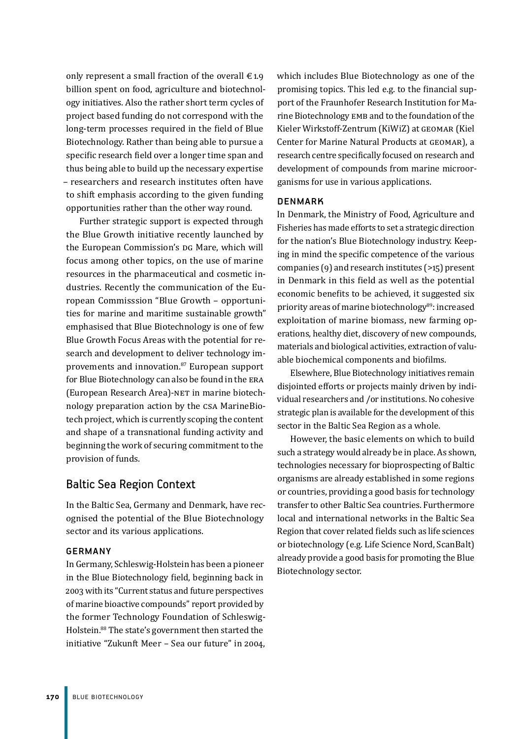only represent a small fraction of the overall €1.9 billion spent on food, agriculture and biotechnology initiatives. Also the rather short term cycles of project based funding do not correspond with the long-term processes required in the field of Blue Biotechnology. Rather than being able to pursue a specific research field over a longer time span and thus being able to build up the necessary expertise – researchers and research institutes often have to shift emphasis according to the given funding opportunities rather than the other way round.

Further strategic support is expected through the Blue Growth initiative recently launched by the European Commission's DG Mare, which will focus among other topics, on the use of marine resources in the pharmaceutical and cosmetic industries. Recently the communication of the European Commisssion "Blue Growth – opportunities for marine and maritime sustainable growth" emphasised that Blue Biotechnology is one of few Blue Growth Focus Areas with the potential for research and development to deliver technology improvements and innovation.[87] European support for Blue Biotechnology can also be found in the ERA (European Research Area)-NET in marine biotechnology preparation action by the CSA MarineBiotech project, which is currently scoping the content and shape of a transnational funding activity and beginning the work of securing commitment to the provision of funds.

## Baltic Sea Region Context

In the Baltic Sea, Germany and Denmark, have recognised the potential of the Blue Biotechnology sector and its various applications.

### GERMANY

In Germany, Schleswig-Holstein has been a pioneer in the Blue Biotechnology field, beginning back in 2003 with its "Current status and future perspectives of marine bioactive compounds" report provided by the former Technology Foundation of Schleswig-Holstein.[88] The state's government then started the initiative "Zukunft Meer – Sea our future" in 2004, which includes Blue Biotechnology as one of the promising topics. This led e.g. to the financial support of the Fraunhofer Research Institution for Marine Biotechnology EMB and to the foundation of the Kieler Wirkstoff-Zentrum (KiWiZ) at GEOMAR (Kiel Center for Marine Natural Products at GEOMAR), a research centre specifically focused on research and development of compounds from marine microorganisms for use in various applications.

### DENMARK

In Denmark, the Ministry of Food, Agriculture and Fisheries has made efforts to set a strategic direction for the nation's Blue Biotechnology industry. Keeping in mind the specific competence of the various companies (9) and research institutes (>15) present in Denmark in this field as well as the potential economic benefits to be achieved, it suggested six priority areas of marine biotechnology[89]: increased exploitation of marine biomass, new farming operations, healthy diet, discovery of new compounds, materials and biological activities, extraction of valuable biochemical components and biofilms.

Elsewhere, Blue Biotechnology initiatives remain disjointed efforts or projects mainly driven by individual researchers and /or institutions. No cohesive strategic plan is available for the development of this sector in the Baltic Sea Region as a whole.

However, the basic elements on which to build such a strategy would already be in place. As shown, technologies necessary for bioprospecting of Baltic organisms are already established in some regions or countries, providing a good basis for technology transfer to other Baltic Sea countries. Furthermore local and international networks in the Baltic Sea Region that cover related fields such as life sciences or biotechnology (e.g. Life Science Nord, ScanBalt) already provide a good basis for promoting the Blue Biotechnology sector.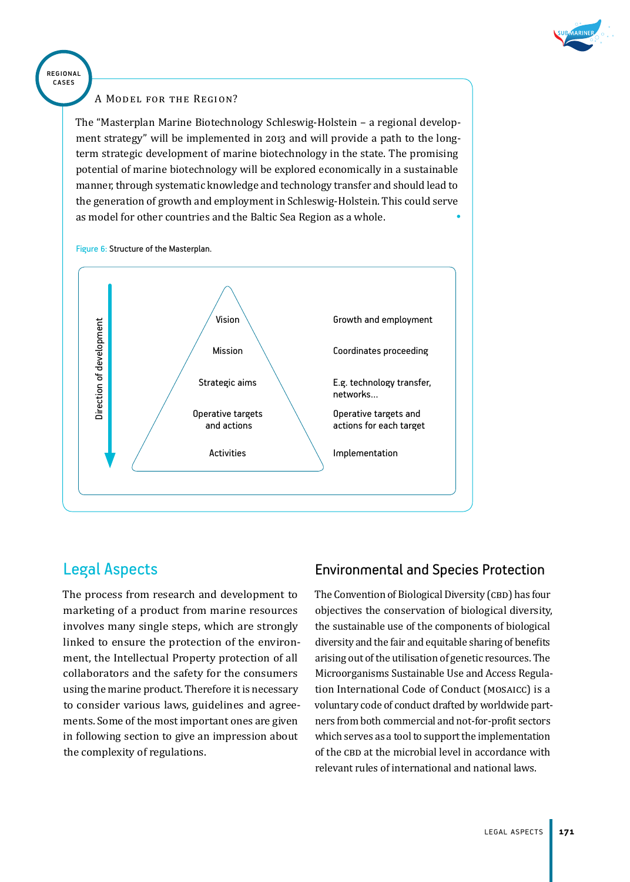REGIONAL CASES

### A Model for the Region?

The "Masterplan Marine Biotechnology Schleswig-Holstein – a regional development strategy" will be implemented in 2013 and will provide a path to the long-term strategic development of marine biotechnology in the state. The promising potential of marine biotechnology will be explored economically in a sustainable manner, through systematic knowledge and technology transfer and should lead to the generation of growth and employment in Schleswig-Holstein. This could serve as model for other countries and the Baltic Sea Region as a whole.

Figure 6: Structure of the Masterplan.

| Direction of development (top → bottom) | |
|---|---|
| Vision | Growth and employment |
| Mission | Coordinates proceeding |
| Strategic aims | E.g. technology transfer, networks... |
| Operative targets and actions | Operative targets and actions for each target |
| Activities | Implementation |

## Legal Aspects

The process from research and development to marketing of a product from marine resources involves many single steps, which are strongly linked to ensure the protection of the environment, the Intellectual Property protection of all collaborators and the safety for the consumers using the marine product. Therefore it is necessary to consider various laws, guidelines and agreements. Some of the most important ones are given in following section to give an impression about the complexity of regulations.

### Environmental and Species Protection

The Convention of Biological Diversity (CBD) has four objectives the conservation of biological diversity, the sustainable use of the components of biological diversity and the fair and equitable sharing of benefits arising out of the utilisation of genetic resources. The Microorganisms Sustainable Use and Access Regulation International Code of Conduct (MOSAICC) is a voluntary code of conduct drafted by worldwide partners from both commercial and not-for-profit sectors which serves as a tool to support the implementation of the CBD at the microbial level in accordance with relevant rules of international and national laws.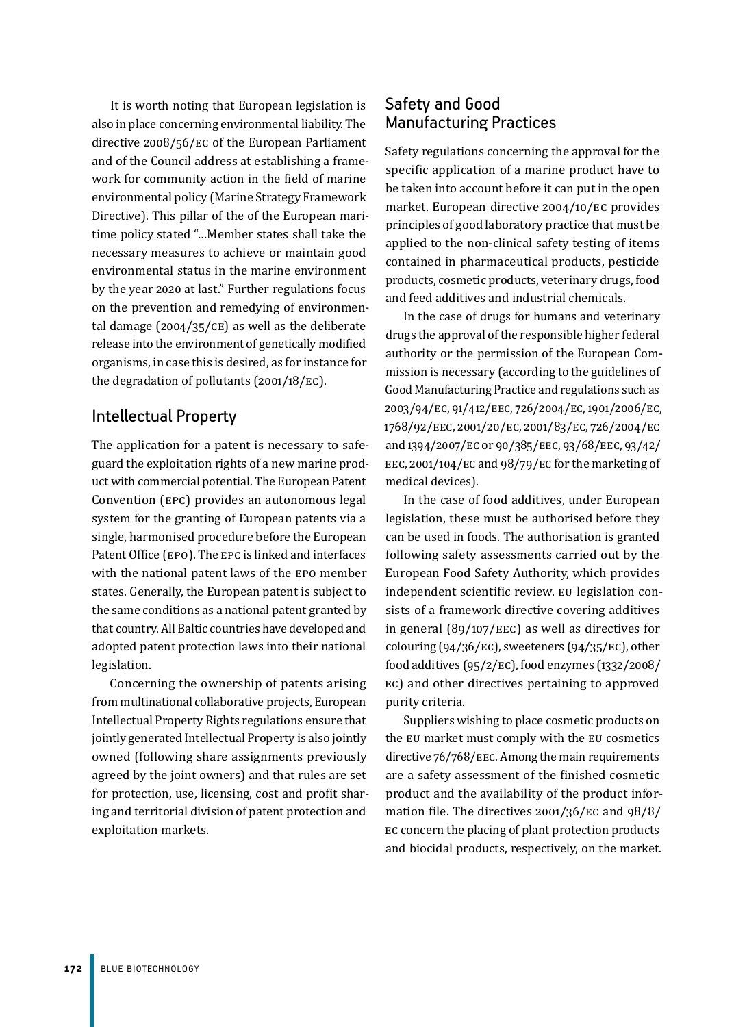It is worth noting that European legislation is also in place concerning environmental liability. The directive 2008/56/EC of the European Parliament and of the Council address at establishing a framework for community action in the field of marine environmental policy (Marine Strategy Framework Directive). This pillar of the of the European maritime policy stated "…Member states shall take the necessary measures to achieve or maintain good environmental status in the marine environment by the year 2020 at last." Further regulations focus on the prevention and remedying of environmental damage (2004/35/CE) as well as the deliberate release into the environment of genetically modified organisms, in case this is desired, as for instance for the degradation of pollutants (2001/18/EC).

## Intellectual Property

The application for a patent is necessary to safeguard the exploitation rights of a new marine product with commercial potential. The European Patent Convention (EPC) provides an autonomous legal system for the granting of European patents via a single, harmonised procedure before the European Patent Office (EPO). The EPC is linked and interfaces with the national patent laws of the EPO member states. Generally, the European patent is subject to the same conditions as a national patent granted by that country. All Baltic countries have developed and adopted patent protection laws into their national legislation.

Concerning the ownership of patents arising from multinational collaborative projects, European Intellectual Property Rights regulations ensure that jointly generated Intellectual Property is also jointly owned (following share assignments previously agreed by the joint owners) and that rules are set for protection, use, licensing, cost and profit sharing and territorial division of patent protection and exploitation markets.

## Safety and Good Manufacturing Practices

Safety regulations concerning the approval for the specific application of a marine product have to be taken into account before it can put in the open market. European directive 2004/10/EC provides principles of good laboratory practice that must be applied to the non-clinical safety testing of items contained in pharmaceutical products, pesticide products, cosmetic products, veterinary drugs, food and feed additives and industrial chemicals.

In the case of drugs for humans and veterinary drugs the approval of the responsible higher federal authority or the permission of the European Commission is necessary (according to the guidelines of Good Manufacturing Practice and regulations such as 2003/94/EC, 91/412/EEC, 726/2004/EC, 1901/2006/EC, 1768/92/EEC, 2001/20/EC, 2001/83/EC, 726/2004/EC and 1394/2007/EC or 90/385/EEC, 93/68/EEC, 93/42/EEC, 2001/104/EC and 98/79/EC for the marketing of medical devices).

In the case of food additives, under European legislation, these must be authorised before they can be used in foods. The authorisation is granted following safety assessments carried out by the European Food Safety Authority, which provides independent scientific review. EU legislation consists of a framework directive covering additives in general (89/107/EEC) as well as directives for colouring (94/36/EC), sweeteners (94/35/EC), other food additives (95/2/EC), food enzymes (1332/2008/EC) and other directives pertaining to approved purity criteria.

Suppliers wishing to place cosmetic products on the EU market must comply with the EU cosmetics directive 76/768/EEC. Among the main requirements are a safety assessment of the finished cosmetic product and the availability of the product information file. The directives 2001/36/EC and 98/8/EC concern the placing of plant protection products and biocidal products, respectively, on the market.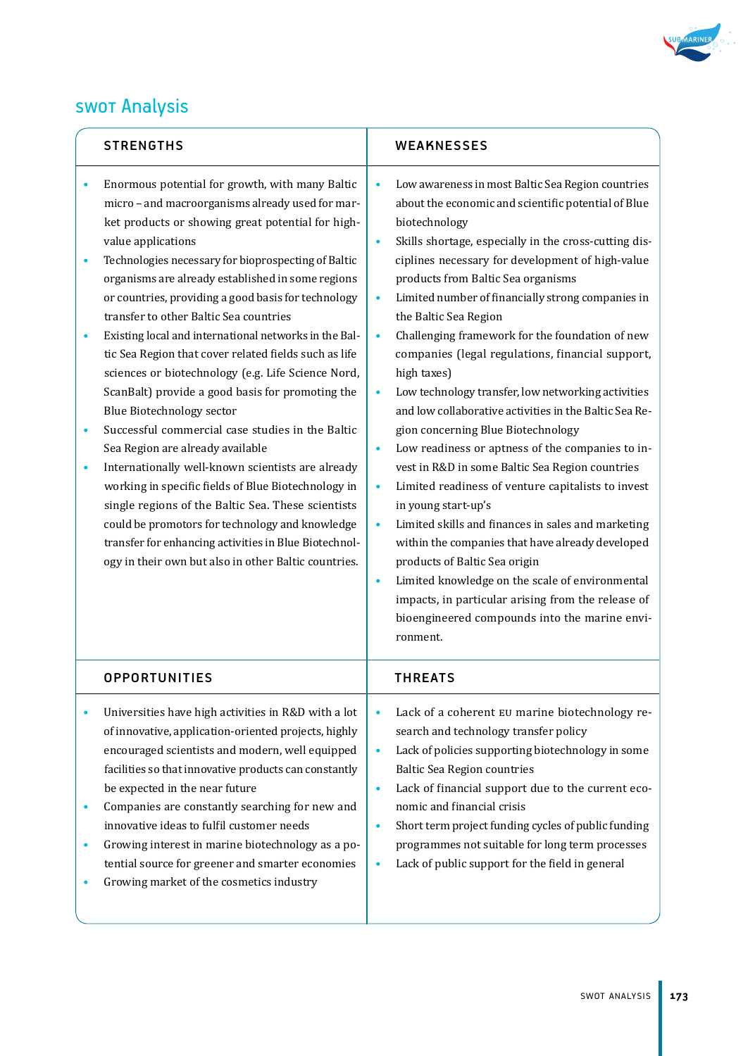## SWOT Analysis

### STRENGTHS

- Enormous potential for growth, with many Baltic micro – and macroorganisms already used for market products or showing great potential for high-value applications
- Technologies necessary for bioprospecting of Baltic organisms are already established in some regions or countries, providing a good basis for technology transfer to other Baltic Sea countries
- Existing local and international networks in the Baltic Sea Region that cover related fields such as life sciences or biotechnology (e.g. Life Science Nord, ScanBalt) provide a good basis for promoting the Blue Biotechnology sector
- Successful commercial case studies in the Baltic Sea Region are already available
- Internationally well-known scientists are already working in specific fields of Blue Biotechnology in single regions of the Baltic Sea. These scientists could be promotors for technology and knowledge transfer for enhancing activities in Blue Biotechnology in their own but also in other Baltic countries.

### WEAKNESSES

- Low awareness in most Baltic Sea Region countries about the economic and scientific potential of Blue biotechnology
- Skills shortage, especially in the cross-cutting disciplines necessary for development of high-value products from Baltic Sea organisms
- Limited number of financially strong companies in the Baltic Sea Region
- Challenging framework for the foundation of new companies (legal regulations, financial support, high taxes)
- Low technology transfer, low networking activities and low collaborative activities in the Baltic Sea Region concerning Blue Biotechnology
- Low readiness or aptness of the companies to invest in R&D in some Baltic Sea Region countries
- Limited readiness of venture capitalists to invest in young start-up's
- Limited skills and finances in sales and marketing within the companies that have already developed products of Baltic Sea origin
- Limited knowledge on the scale of environmental impacts, in particular arising from the release of bioengineered compounds into the marine environment.

### OPPORTUNITIES

- Universities have high activities in R&D with a lot of innovative, application-oriented projects, highly encouraged scientists and modern, well equipped facilities so that innovative products can constantly be expected in the near future
- Companies are constantly searching for new and innovative ideas to fulfil customer needs
- Growing interest in marine biotechnology as a potential source for greener and smarter economies
- Growing market of the cosmetics industry

### THREATS

- Lack of a coherent EU marine biotechnology research and technology transfer policy
- Lack of policies supporting biotechnology in some Baltic Sea Region countries
- Lack of financial support due to the current economic and financial crisis
- Short term project funding cycles of public funding programmes not suitable for long term processes
- Lack of public support for the field in general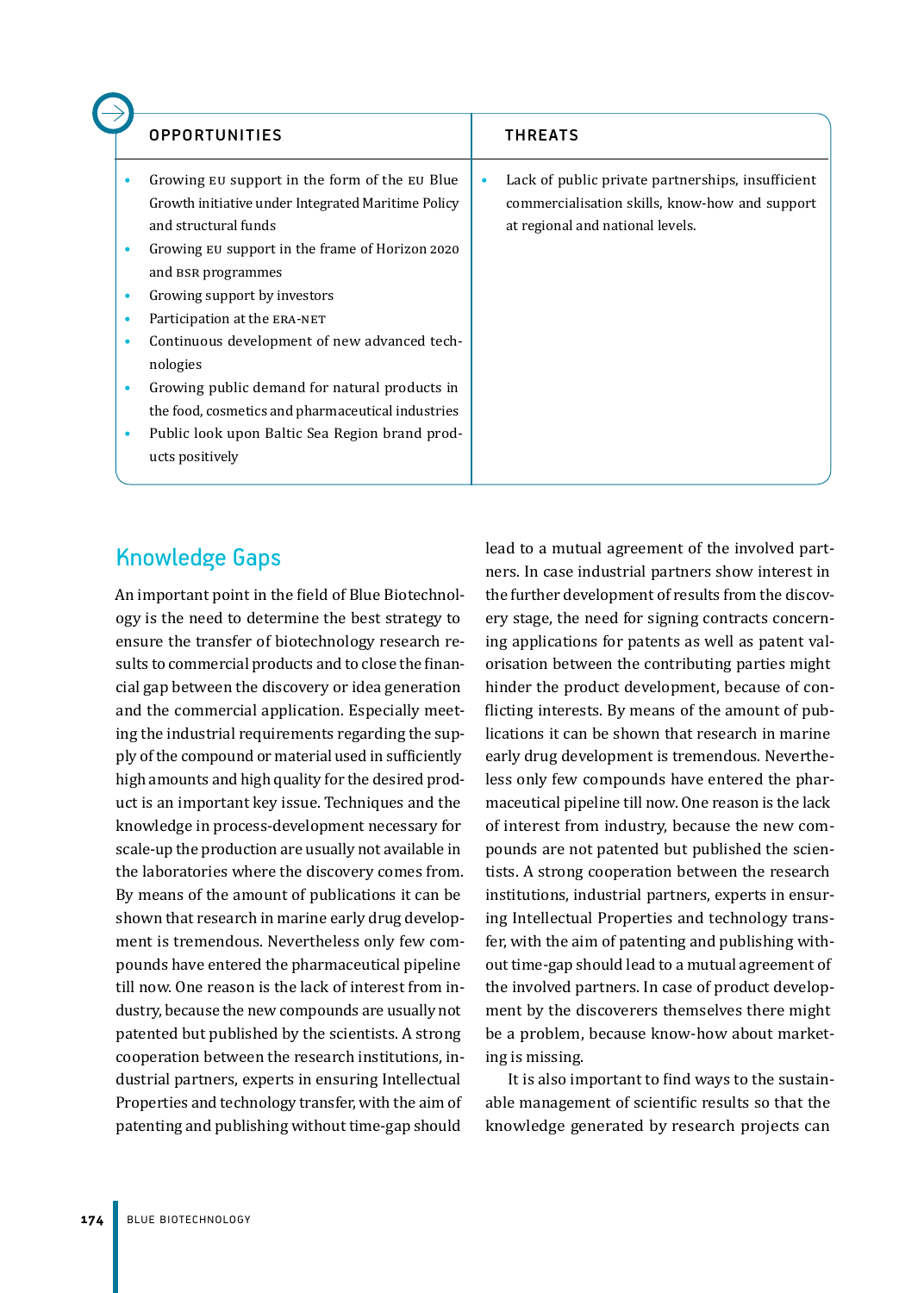| OPPORTUNITIES | THREATS |
|---|---|
| • Growing EU support in the form of the EU Blue Growth initiative under Integrated Maritime Policy and structural funds<br>• Growing EU support in the frame of Horizon 2020 and BSR programmes<br>• Growing support by investors<br>• Participation at the ERA-NET<br>• Continuous development of new advanced technologies<br>• Growing public demand for natural products in the food, cosmetics and pharmaceutical industries<br>• Public look upon Baltic Sea Region brand products positively | • Lack of public private partnerships, insufficient commercialisation skills, know-how and support at regional and national levels. |

## Knowledge Gaps

An important point in the field of Blue Biotechnology is the need to determine the best strategy to ensure the transfer of biotechnology research results to commercial products and to close the financial gap between the discovery or idea generation and the commercial application. Especially meeting the industrial requirements regarding the supply of the compound or material used in sufficiently high amounts and high quality for the desired product is an important key issue. Techniques and the knowledge in process-development necessary for scale-up the production are usually not available in the laboratories where the discovery comes from. By means of the amount of publications it can be shown that research in marine early drug development is tremendous. Nevertheless only few compounds have entered the pharmaceutical pipeline till now. One reason is the lack of interest from industry, because the new compounds are usually not patented but published by the scientists. A strong cooperation between the research institutions, industrial partners, experts in ensuring Intellectual Properties and technology transfer, with the aim of patenting and publishing without time-gap should lead to a mutual agreement of the involved partners. In case industrial partners show interest in the further development of results from the discovery stage, the need for signing contracts concerning applications for patents as well as patent valorisation between the contributing parties might hinder the product development, because of conflicting interests. By means of the amount of publications it can be shown that research in marine early drug development is tremendous. Nevertheless only few compounds have entered the pharmaceutical pipeline till now. One reason is the lack of interest from industry, because the new compounds are not patented but published the scientists. A strong cooperation between the research institutions, industrial partners, experts in ensuring Intellectual Properties and technology transfer, with the aim of patenting and publishing without time-gap should lead to a mutual agreement of the involved partners. In case of product development by the discoverers themselves there might be a problem, because know-how about marketing is missing.

It is also important to find ways to the sustainable management of scientific results so that the knowledge generated by research projects can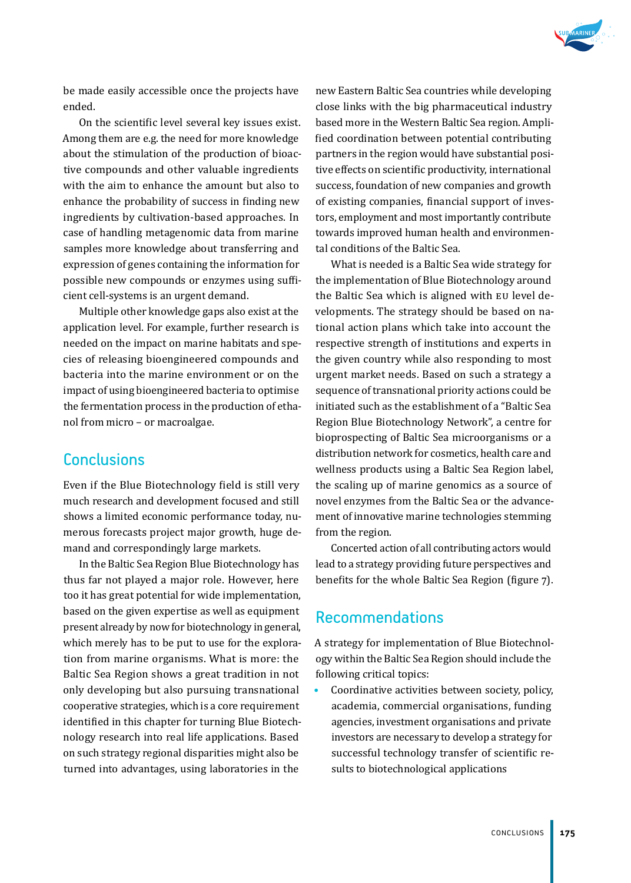be made easily accessible once the projects have ended.

On the scientific level several key issues exist. Among them are e.g. the need for more knowledge about the stimulation of the production of bioactive compounds and other valuable ingredients with the aim to enhance the amount but also to enhance the probability of success in finding new ingredients by cultivation-based approaches. In case of handling metagenomic data from marine samples more knowledge about transferring and expression of genes containing the information for possible new compounds or enzymes using sufficient cell-systems is an urgent demand.

Multiple other knowledge gaps also exist at the application level. For example, further research is needed on the impact on marine habitats and species of releasing bioengineered compounds and bacteria into the marine environment or on the impact of using bioengineered bacteria to optimise the fermentation process in the production of ethanol from micro – or macroalgae.

## Conclusions

Even if the Blue Biotechnology field is still very much research and development focused and still shows a limited economic performance today, numerous forecasts project major growth, huge demand and correspondingly large markets.

In the Baltic Sea Region Blue Biotechnology has thus far not played a major role. However, here too it has great potential for wide implementation, based on the given expertise as well as equipment present already by now for biotechnology in general, which merely has to be put to use for the exploration from marine organisms. What is more: the Baltic Sea Region shows a great tradition in not only developing but also pursuing transnational cooperative strategies, which is a core requirement identified in this chapter for turning Blue Biotechnology research into real life applications. Based on such strategy regional disparities might also be turned into advantages, using laboratories in the new Eastern Baltic Sea countries while developing close links with the big pharmaceutical industry based more in the Western Baltic Sea region. Amplified coordination between potential contributing partners in the region would have substantial positive effects on scientific productivity, international success, foundation of new companies and growth of existing companies, financial support of investors, employment and most importantly contribute towards improved human health and environmental conditions of the Baltic Sea.

What is needed is a Baltic Sea wide strategy for the implementation of Blue Biotechnology around the Baltic Sea which is aligned with EU level developments. The strategy should be based on national action plans which take into account the respective strength of institutions and experts in the given country while also responding to most urgent market needs. Based on such a strategy a sequence of transnational priority actions could be initiated such as the establishment of a "Baltic Sea Region Blue Biotechnology Network", a centre for bioprospecting of Baltic Sea microorganisms or a distribution network for cosmetics, health care and wellness products using a Baltic Sea Region label, the scaling up of marine genomics as a source of novel enzymes from the Baltic Sea or the advancement of innovative marine technologies stemming from the region.

Concerted action of all contributing actors would lead to a strategy providing future perspectives and benefits for the whole Baltic Sea Region (figure 7).

## Recommendations

A strategy for implementation of Blue Biotechnology within the Baltic Sea Region should include the following critical topics:

- Coordinative activities between society, policy, academia, commercial organisations, funding agencies, investment organisations and private investors are necessary to develop a strategy for successful technology transfer of scientific results to biotechnological applications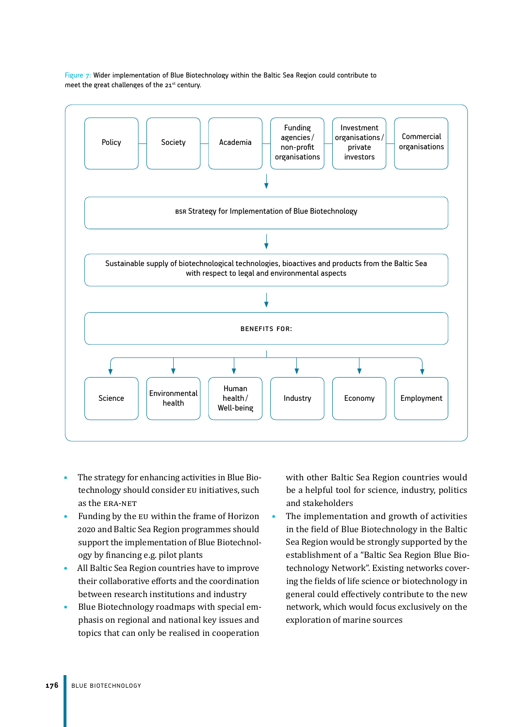Figure 7: Wider implementation of Blue Biotechnology within the Baltic Sea Region could contribute to meet the great challenges of the 21st century.

Policy

Society

Academia

Funding agencies / non-profit organisations

Investment organisations / private investors

Commercial organisations

BSR Strategy for Implementation of Blue Biotechnology

Sustainable supply of biotechnological technologies, bioactives and products from the Baltic Sea with respect to legal and environmental aspects

BENEFITS FOR:

Science

Environmental health

Human health / Well-being

Industry

Economy

Employment

- The strategy for enhancing activities in Blue Biotechnology should consider EU initiatives, such as the ERA-NET
- Funding by the EU within the frame of Horizon 2020 and Baltic Sea Region programmes should support the implementation of Blue Biotechnology by financing e.g. pilot plants
- All Baltic Sea Region countries have to improve their collaborative efforts and the coordination between research institutions and industry
- Blue Biotechnology roadmaps with special emphasis on regional and national key issues and topics that can only be realised in cooperation with other Baltic Sea Region countries would be a helpful tool for science, industry, politics and stakeholders
- The implementation and growth of activities in the field of Blue Biotechnology in the Baltic Sea Region would be strongly supported by the establishment of a "Baltic Sea Region Blue Biotechnology Network". Existing networks covering the fields of life science or biotechnology in general could effectively contribute to the new network, which would focus exclusively on the exploration of marine sources